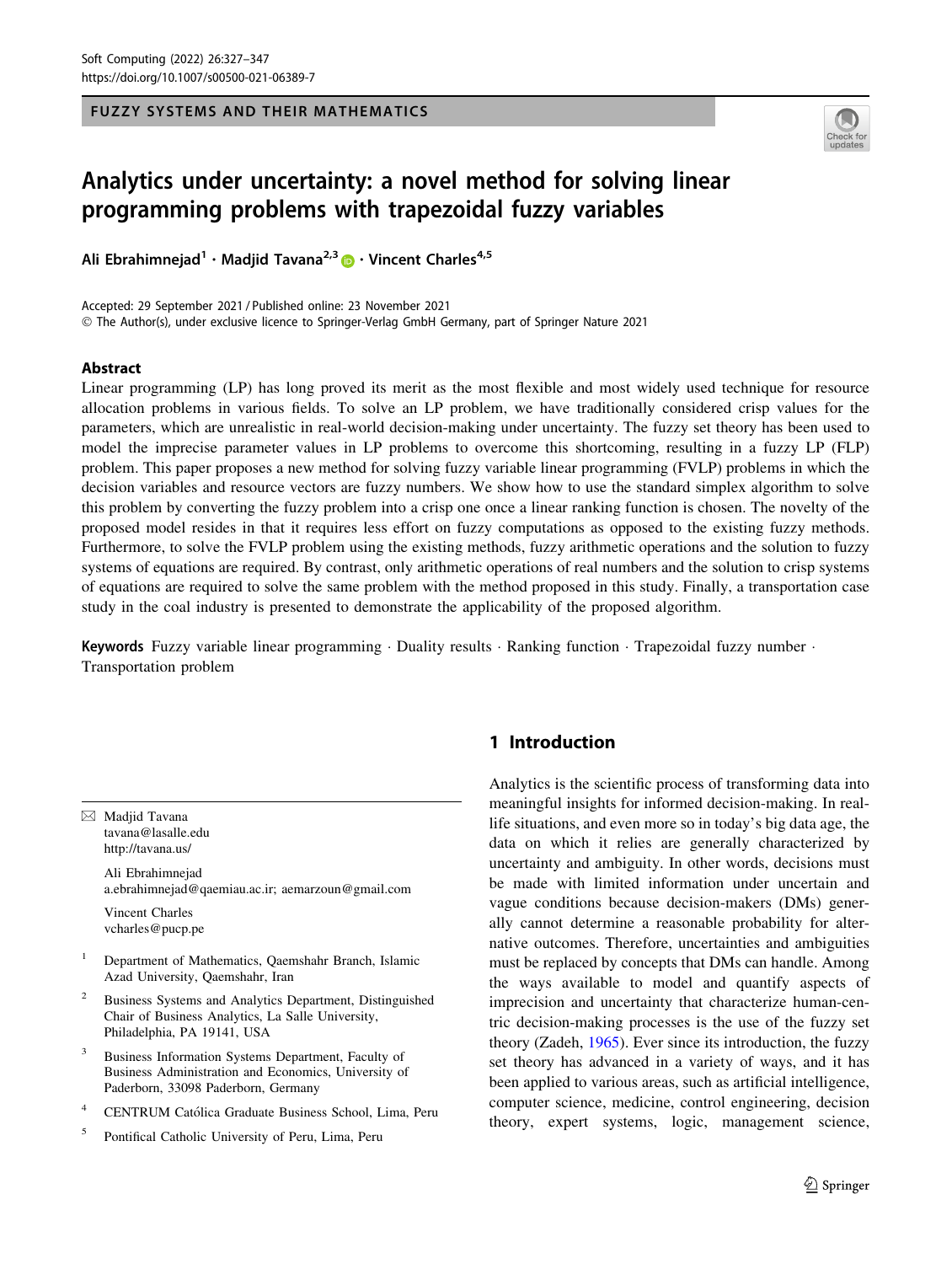FUZZY SYSTEMS AND THEIR MATHEMATICS

# Analytics under uncertainty: a novel method for solving linear programming problems with trapezoidal fuzzy variables

**Ali Ebrahimnejad**[1] · **Madjid Tavana**[2,3] · **Vincent Charles**[4,5]

Accepted: 29 September 2021 / Published online: 23 November 2021
© The Author(s), under exclusive licence to Springer-Verlag GmbH Germany, part of Springer Nature 2021

## Abstract

Linear programming (LP) has long proved its merit as the most flexible and most widely used technique for resource allocation problems in various fields. To solve an LP problem, we have traditionally considered crisp values for the parameters, which are unrealistic in real-world decision-making under uncertainty. The fuzzy set theory has been used to model the imprecise parameter values in LP problems to overcome this shortcoming, resulting in a fuzzy LP (FLP) problem. This paper proposes a new method for solving fuzzy variable linear programming (FVLP) problems in which the decision variables and resource vectors are fuzzy numbers. We show how to use the standard simplex algorithm to solve this problem by converting the fuzzy problem into a crisp one once a linear ranking function is chosen. The novelty of the proposed model resides in that it requires less effort on fuzzy computations as opposed to the existing fuzzy methods. Furthermore, to solve the FVLP problem using the existing methods, fuzzy arithmetic operations and the solution to fuzzy systems of equations are required. By contrast, only arithmetic operations of real numbers and the solution to crisp systems of equations are required to solve the same problem with the method proposed in this study. Finally, a transportation case study in the coal industry is presented to demonstrate the applicability of the proposed algorithm.

**Keywords** Fuzzy variable linear programming · Duality results · Ranking function · Trapezoidal fuzzy number · Transportation problem

## 1 Introduction

Analytics is the scientific process of transforming data into meaningful insights for informed decision-making. In real-life situations, and even more so in today's big data age, the data on which it relies are generally characterized by uncertainty and ambiguity. In other words, decisions must be made with limited information under uncertain and vague conditions because decision-makers (DMs) generally cannot determine a reasonable probability for alternative outcomes. Therefore, uncertainties and ambiguities must be replaced by concepts that DMs can handle. Among the ways available to model and quantify aspects of imprecision and uncertainty that characterize human-centric decision-making processes is the use of the fuzzy set theory (Zadeh, 1965). Ever since its introduction, the fuzzy set theory has advanced in a variety of ways, and it has been applied to various areas, such as artificial intelligence, computer science, medicine, control engineering, decision theory, expert systems, logic, management science,

---

✉ Madjid Tavana
tavana@lasalle.edu
http://tavana.us/

Ali Ebrahimnejad
a.ebrahimnejad@qaemiau.ac.ir; aemarzoun@gmail.com

Vincent Charles
vcharles@pucp.pe

[1] Department of Mathematics, Qaemshahr Branch, Islamic Azad University, Qaemshahr, Iran

[2] Business Systems and Analytics Department, Distinguished Chair of Business Analytics, La Salle University, Philadelphia, PA 19141, USA

[3] Business Information Systems Department, Faculty of Business Administration and Economics, University of Paderborn, 33098 Paderborn, Germany

[4] CENTRUM Católica Graduate Business School, Lima, Peru

[5] Pontifical Catholic University of Peru, Lima, Peru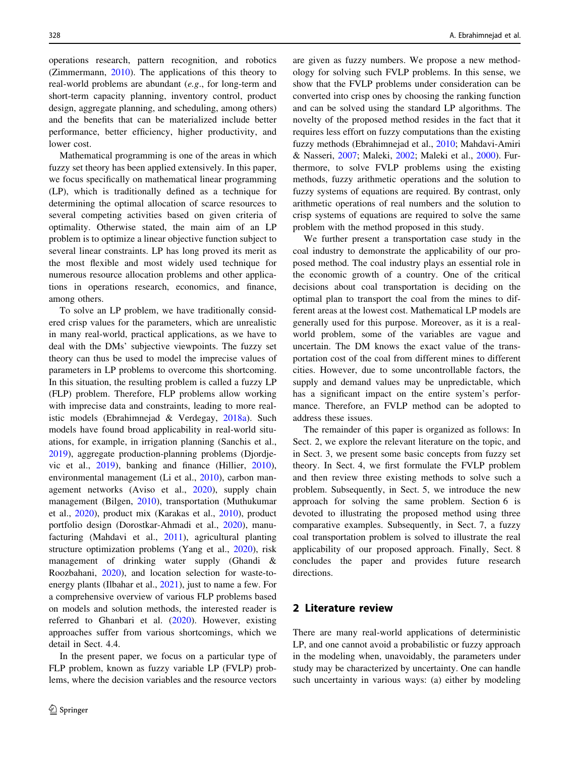operations research, pattern recognition, and robotics (Zimmermann, 2010). The applications of this theory to real-world problems are abundant (*e.g.*, for long-term and short-term capacity planning, inventory control, product design, aggregate planning, and scheduling, among others) and the benefits that can be materialized include better performance, better efficiency, higher productivity, and lower cost.

Mathematical programming is one of the areas in which fuzzy set theory has been applied extensively. In this paper, we focus specifically on mathematical linear programming (LP), which is traditionally defined as a technique for determining the optimal allocation of scarce resources to several competing activities based on given criteria of optimality. Otherwise stated, the main aim of an LP problem is to optimize a linear objective function subject to several linear constraints. LP has long proved its merit as the most flexible and most widely used technique for numerous resource allocation problems and other applications in operations research, economics, and finance, among others.

To solve an LP problem, we have traditionally considered crisp values for the parameters, which are unrealistic in many real-world, practical applications, as we have to deal with the DMs' subjective viewpoints. The fuzzy set theory can thus be used to model the imprecise values of parameters in LP problems to overcome this shortcoming. In this situation, the resulting problem is called a fuzzy LP (FLP) problem. Therefore, FLP problems allow working with imprecise data and constraints, leading to more realistic models (Ebrahimnejad & Verdegay, 2018a). Such models have found broad applicability in real-world situations, for example, in irrigation planning (Sanchis et al., 2019), aggregate production-planning problems (Djordjevic et al., 2019), banking and finance (Hillier, 2010), environmental management (Li et al., 2010), carbon management networks (Aviso et al., 2020), supply chain management (Bilgen, 2010), transportation (Muthukumar et al., 2020), product mix (Karakas et al., 2010), product portfolio design (Dorostkar-Ahmadi et al., 2020), manufacturing (Mahdavi et al., 2011), agricultural planting structure optimization problems (Yang et al., 2020), risk management of drinking water supply (Ghandi & Roozbahani, 2020), and location selection for waste-to-energy plants (Ilbahar et al., 2021), just to name a few. For a comprehensive overview of various FLP problems based on models and solution methods, the interested reader is referred to Ghanbari et al. (2020). However, existing approaches suffer from various shortcomings, which we detail in Sect. 4.4.

In the present paper, we focus on a particular type of FLP problem, known as fuzzy variable LP (FVLP) problems, where the decision variables and the resource vectors are given as fuzzy numbers. We propose a new methodology for solving such FVLP problems. In this sense, we show that the FVLP problems under consideration can be converted into crisp ones by choosing the ranking function and can be solved using the standard LP algorithms. The novelty of the proposed method resides in the fact that it requires less effort on fuzzy computations than the existing fuzzy methods (Ebrahimnejad et al., 2010; Mahdavi-Amiri & Nasseri, 2007; Maleki, 2002; Maleki et al., 2000). Furthermore, to solve FVLP problems using the existing methods, fuzzy arithmetic operations and the solution to fuzzy systems of equations are required. By contrast, only arithmetic operations of real numbers and the solution to crisp systems of equations are required to solve the same problem with the method proposed in this study.

We further present a transportation case study in the coal industry to demonstrate the applicability of our proposed method. The coal industry plays an essential role in the economic growth of a country. One of the critical decisions about coal transportation is deciding on the optimal plan to transport the coal from the mines to different areas at the lowest cost. Mathematical LP models are generally used for this purpose. Moreover, as it is a real-world problem, some of the variables are vague and uncertain. The DM knows the exact value of the transportation cost of the coal from different mines to different cities. However, due to some uncontrollable factors, the supply and demand values may be unpredictable, which has a significant impact on the entire system's performance. Therefore, an FVLP method can be adopted to address these issues.

The remainder of this paper is organized as follows: In Sect. 2, we explore the relevant literature on the topic, and in Sect. 3, we present some basic concepts from fuzzy set theory. In Sect. 4, we first formulate the FVLP problem and then review three existing methods to solve such a problem. Subsequently, in Sect. 5, we introduce the new approach for solving the same problem. Section 6 is devoted to illustrating the proposed method using three comparative examples. Subsequently, in Sect. 7, a fuzzy coal transportation problem is solved to illustrate the real applicability of our proposed approach. Finally, Sect. 8 concludes the paper and provides future research directions.

## 2 Literature review

There are many real-world applications of deterministic LP, and one cannot avoid a probabilistic or fuzzy approach in the modeling when, unavoidably, the parameters under study may be characterized by uncertainty. One can handle such uncertainty in various ways: (a) either by modeling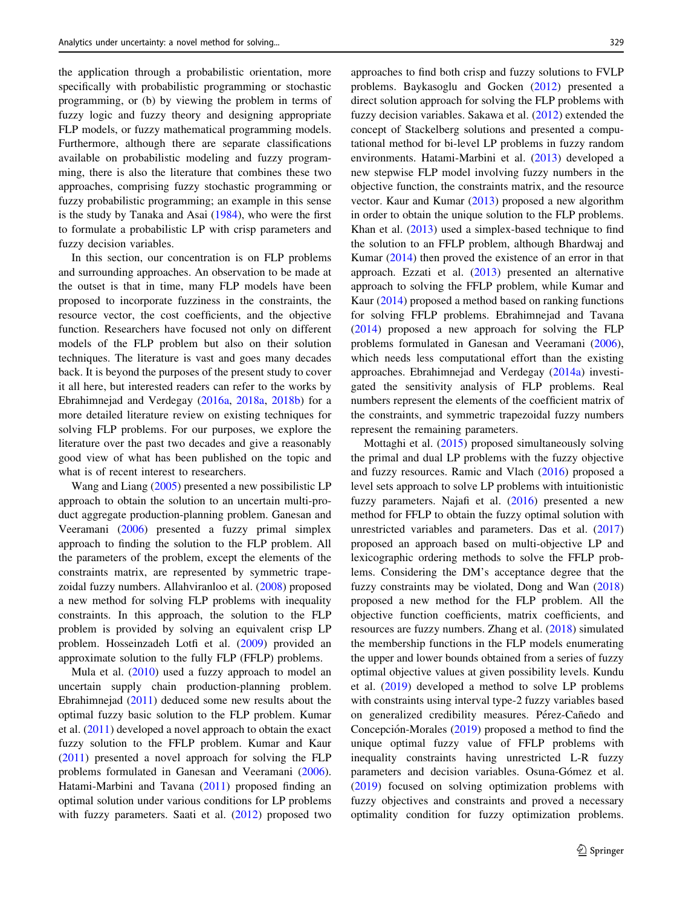the application through a probabilistic orientation, more specifically with probabilistic programming or stochastic programming, or (b) by viewing the problem in terms of fuzzy logic and fuzzy theory and designing appropriate FLP models, or fuzzy mathematical programming models. Furthermore, although there are separate classifications available on probabilistic modeling and fuzzy programming, there is also the literature that combines these two approaches, comprising fuzzy stochastic programming or fuzzy probabilistic programming; an example in this sense is the study by Tanaka and Asai (1984), who were the first to formulate a probabilistic LP with crisp parameters and fuzzy decision variables.

In this section, our concentration is on FLP problems and surrounding approaches. An observation to be made at the outset is that in time, many FLP models have been proposed to incorporate fuzziness in the constraints, the resource vector, the cost coefficients, and the objective function. Researchers have focused not only on different models of the FLP problem but also on their solution techniques. The literature is vast and goes many decades back. It is beyond the purposes of the present study to cover it all here, but interested readers can refer to the works by Ebrahimnejad and Verdegay (2016a, 2018a, 2018b) for a more detailed literature review on existing techniques for solving FLP problems. For our purposes, we explore the literature over the past two decades and give a reasonably good view of what has been published on the topic and what is of recent interest to researchers.

Wang and Liang (2005) presented a new possibilistic LP approach to obtain the solution to an uncertain multi-product aggregate production-planning problem. Ganesan and Veeramani (2006) presented a fuzzy primal simplex approach to finding the solution to the FLP problem. All the parameters of the problem, except the elements of the constraints matrix, are represented by symmetric trapezoidal fuzzy numbers. Allahviranloo et al. (2008) proposed a new method for solving FLP problems with inequality constraints. In this approach, the solution to the FLP problem is provided by solving an equivalent crisp LP problem. Hosseinzadeh Lotfi et al. (2009) provided an approximate solution to the fully FLP (FFLP) problems.

Mula et al. (2010) used a fuzzy approach to model an uncertain supply chain production-planning problem. Ebrahimnejad (2011) deduced some new results about the optimal fuzzy basic solution to the FLP problem. Kumar et al. (2011) developed a novel approach to obtain the exact fuzzy solution to the FFLP problem. Kumar and Kaur (2011) presented a novel approach for solving the FLP problems formulated in Ganesan and Veeramani (2006). Hatami-Marbini and Tavana (2011) proposed finding an optimal solution under various conditions for LP problems with fuzzy parameters. Saati et al. (2012) proposed two approaches to find both crisp and fuzzy solutions to FVLP problems. Baykasoglu and Gocken (2012) presented a direct solution approach for solving the FLP problems with fuzzy decision variables. Sakawa et al. (2012) extended the concept of Stackelberg solutions and presented a computational method for bi-level LP problems in fuzzy random environments. Hatami-Marbini et al. (2013) developed a new stepwise FLP model involving fuzzy numbers in the objective function, the constraints matrix, and the resource vector. Kaur and Kumar (2013) proposed a new algorithm in order to obtain the unique solution to the FLP problems. Khan et al. (2013) used a simplex-based technique to find the solution to an FFLP problem, although Bhardwaj and Kumar (2014) then proved the existence of an error in that approach. Ezzati et al. (2013) presented an alternative approach to solving the FFLP problem, while Kumar and Kaur (2014) proposed a method based on ranking functions for solving FFLP problems. Ebrahimnejad and Tavana (2014) proposed a new approach for solving the FLP problems formulated in Ganesan and Veeramani (2006), which needs less computational effort than the existing approaches. Ebrahimnejad and Verdegay (2014a) investigated the sensitivity analysis of FLP problems. Real numbers represent the elements of the coefficient matrix of the constraints, and symmetric trapezoidal fuzzy numbers represent the remaining parameters.

Mottaghi et al. (2015) proposed simultaneously solving the primal and dual LP problems with the fuzzy objective and fuzzy resources. Ramic and Vlach (2016) proposed a level sets approach to solve LP problems with intuitionistic fuzzy parameters. Najafi et al. (2016) presented a new method for FFLP to obtain the fuzzy optimal solution with unrestricted variables and parameters. Das et al. (2017) proposed an approach based on multi-objective LP and lexicographic ordering methods to solve the FFLP problems. Considering the DM's acceptance degree that the fuzzy constraints may be violated, Dong and Wan (2018) proposed a new method for the FLP problem. All the objective function coefficients, matrix coefficients, and resources are fuzzy numbers. Zhang et al. (2018) simulated the membership functions in the FLP models enumerating the upper and lower bounds obtained from a series of fuzzy optimal objective values at given possibility levels. Kundu et al. (2019) developed a method to solve LP problems with constraints using interval type-2 fuzzy variables based on generalized credibility measures. Pérez-Cañedo and Concepción-Morales (2019) proposed a method to find the unique optimal fuzzy value of FFLP problems with inequality constraints having unrestricted L-R fuzzy parameters and decision variables. Osuna-Gómez et al. (2019) focused on solving optimization problems with fuzzy objectives and constraints and proved a necessary optimality condition for fuzzy optimization problems.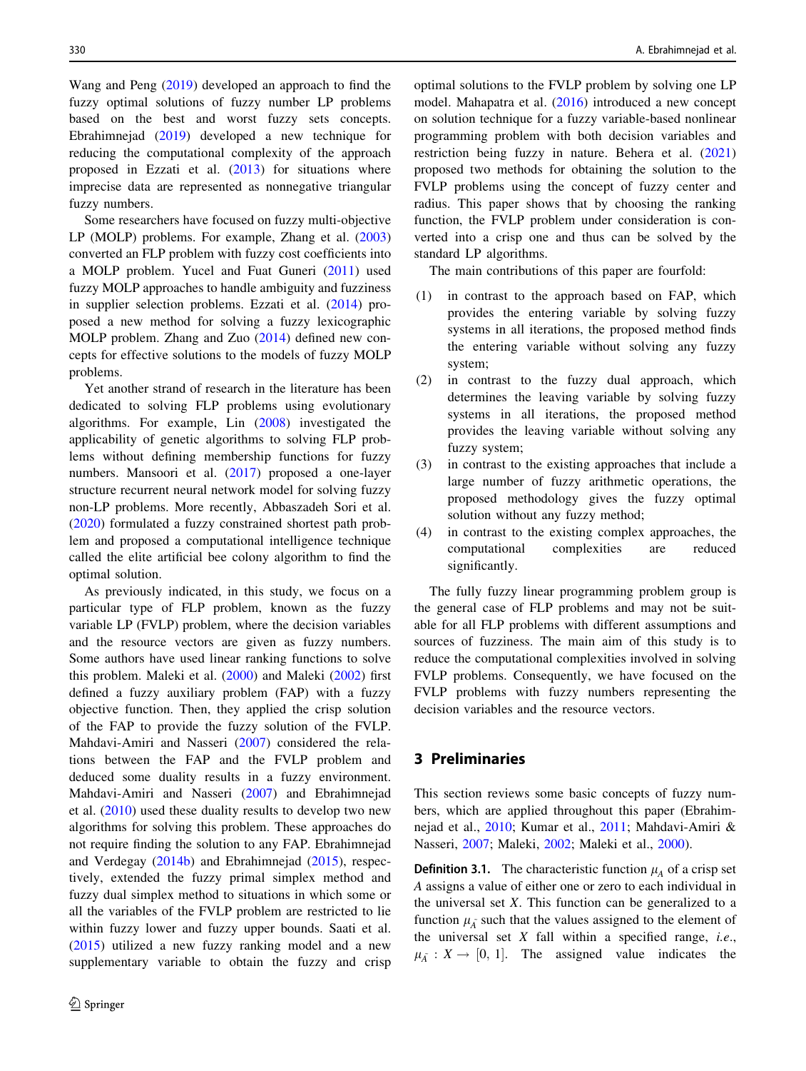Wang and Peng (2019) developed an approach to find the fuzzy optimal solutions of fuzzy number LP problems based on the best and worst fuzzy sets concepts. Ebrahimnejad (2019) developed a new technique for reducing the computational complexity of the approach proposed in Ezzati et al. (2013) for situations where imprecise data are represented as nonnegative triangular fuzzy numbers.

Some researchers have focused on fuzzy multi-objective LP (MOLP) problems. For example, Zhang et al. (2003) converted an FLP problem with fuzzy cost coefficients into a MOLP problem. Yucel and Fuat Guneri (2011) used fuzzy MOLP approaches to handle ambiguity and fuzziness in supplier selection problems. Ezzati et al. (2014) proposed a new method for solving a fuzzy lexicographic MOLP problem. Zhang and Zuo (2014) defined new concepts for effective solutions to the models of fuzzy MOLP problems.

Yet another strand of research in the literature has been dedicated to solving FLP problems using evolutionary algorithms. For example, Lin (2008) investigated the applicability of genetic algorithms to solving FLP problems without defining membership functions for fuzzy numbers. Mansoori et al. (2017) proposed a one-layer structure recurrent neural network model for solving fuzzy non-LP problems. More recently, Abbaszadeh Sori et al. (2020) formulated a fuzzy constrained shortest path problem and proposed a computational intelligence technique called the elite artificial bee colony algorithm to find the optimal solution.

As previously indicated, in this study, we focus on a particular type of FLP problem, known as the fuzzy variable LP (FVLP) problem, where the decision variables and the resource vectors are given as fuzzy numbers. Some authors have used linear ranking functions to solve this problem. Maleki et al. (2000) and Maleki (2002) first defined a fuzzy auxiliary problem (FAP) with a fuzzy objective function. Then, they applied the crisp solution of the FAP to provide the fuzzy solution of the FVLP. Mahdavi-Amiri and Nasseri (2007) considered the relations between the FAP and the FVLP problem and deduced some duality results in a fuzzy environment. Mahdavi-Amiri and Nasseri (2007) and Ebrahimnejad et al. (2010) used these duality results to develop two new algorithms for solving this problem. These approaches do not require finding the solution to any FAP. Ebrahimnejad and Verdegay (2014b) and Ebrahimnejad (2015), respectively, extended the fuzzy primal simplex method and fuzzy dual simplex method to situations in which some or all the variables of the FVLP problem are restricted to lie within fuzzy lower and fuzzy upper bounds. Saati et al. (2015) utilized a new fuzzy ranking model and a new supplementary variable to obtain the fuzzy and crisp optimal solutions to the FVLP problem by solving one LP model. Mahapatra et al. (2016) introduced a new concept on solution technique for a fuzzy variable-based nonlinear programming problem with both decision variables and restriction being fuzzy in nature. Behera et al. (2021) proposed two methods for obtaining the solution to the FVLP problems using the concept of fuzzy center and radius. This paper shows that by choosing the ranking function, the FVLP problem under consideration is converted into a crisp one and thus can be solved by the standard LP algorithms.

The main contributions of this paper are fourfold:

(1) in contrast to the approach based on FAP, which provides the entering variable by solving fuzzy systems in all iterations, the proposed method finds the entering variable without solving any fuzzy system;

(2) in contrast to the fuzzy dual approach, which determines the leaving variable by solving fuzzy systems in all iterations, the proposed method provides the leaving variable without solving any fuzzy system;

(3) in contrast to the existing approaches that include a large number of fuzzy arithmetic operations, the proposed methodology gives the fuzzy optimal solution without any fuzzy method;

(4) in contrast to the existing complex approaches, the computational complexities are reduced significantly.

The fully fuzzy linear programming problem group is the general case of FLP problems and may not be suitable for all FLP problems with different assumptions and sources of fuzziness. The main aim of this study is to reduce the computational complexities involved in solving FVLP problems. Consequently, we have focused on the FVLP problems with fuzzy numbers representing the decision variables and the resource vectors.

## 3 Preliminaries

This section reviews some basic concepts of fuzzy numbers, which are applied throughout this paper (Ebrahimnejad et al., 2010; Kumar et al., 2011; Mahdavi-Amiri & Nasseri, 2007; Maleki, 2002; Maleki et al., 2000).

**Definition 3.1.** The characteristic function $\mu_A$ of a crisp set $A$ assigns a value of either one or zero to each individual in the universal set $X$. This function can be generalized to a function $\mu_{\tilde{A}}$ such that the values assigned to the element of the universal set $X$ fall within a specified range, *i.e.*, $\mu_{\tilde{A}} : X \rightarrow [0, 1]$. The assigned value indicates the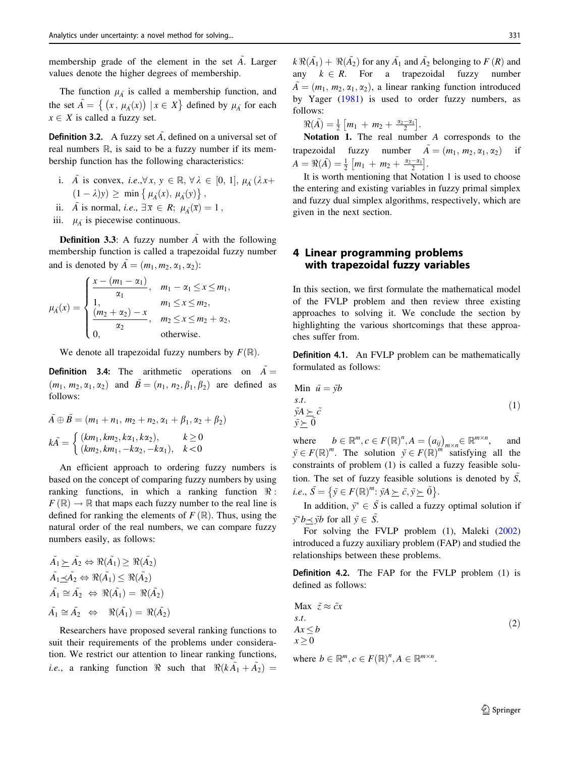membership grade of the element in the set $\tilde{A}$. Larger values denote the higher degrees of membership.

The function $\mu_{\tilde{A}}$ is called a membership function, and the set $\tilde{A} = \{ (x, \mu_{\tilde{A}}(x)) \mid x \in X \}$ defined by $\mu_{\tilde{A}}$ for each $x \in X$ is called a fuzzy set.

**Definition 3.2.** A fuzzy set $\tilde{A}$, defined on a universal set of real numbers $\mathbb{R}$, is said to be a fuzzy number if its membership function has the following characteristics:

i. $\tilde{A}$ is convex, *i.e.*, $\forall x, y \in \mathbb{R}, \forall \lambda \in [0, 1], \mu_{\tilde{A}}(\lambda x + (1-\lambda)y) \geq \min\{\mu_{\tilde{A}}(x), \mu_{\tilde{A}}(y)\}$,

ii. $\tilde{A}$ is normal, *i.e.*, $\exists \overline{x} \in R;\ \mu_{\tilde{A}}(\overline{x}) = 1$,

iii. $\mu_{\tilde{A}}$ is piecewise continuous.

**Definition 3.3**: A fuzzy number $\tilde{A}$ with the following membership function is called a trapezoidal fuzzy number and is denoted by $\tilde{A} = (m_1, m_2, \alpha_1, \alpha_2)$:

$$\mu_{\tilde{A}}(x) = \begin{cases} \dfrac{x - (m_1 - \alpha_1)}{\alpha_1}, & m_1 - \alpha_1 \leq x \leq m_1, \\ 1, & m_1 \leq x \leq m_2, \\ \dfrac{(m_2 + \alpha_2) - x}{\alpha_2}, & m_2 \leq x \leq m_2 + \alpha_2, \\ 0, & \text{otherwise.} \end{cases}$$

We denote all trapezoidal fuzzy numbers by $F(\mathbb{R})$.

**Definition 3.4:** The arithmetic operations on $\tilde{A} = (m_1, m_2, \alpha_1, \alpha_2)$ and $\tilde{B} = (n_1, n_2, \beta_1, \beta_2)$ are defined as follows:

$$\tilde{A} \oplus \tilde{B} = (m_1 + n_1, m_2 + n_2, \alpha_1 + \beta_1, \alpha_2 + \beta_2)$$

$$k\tilde{A} = \begin{cases} (km_1, km_2, k\alpha_1, k\alpha_2), & k \geq 0 \\ (km_2, km_1, -k\alpha_2, -k\alpha_1), & k < 0 \end{cases}$$

An efficient approach to ordering fuzzy numbers is based on the concept of comparing fuzzy numbers by using ranking functions, in which a ranking function $\Re : F(\mathbb{R}) \to \mathbb{R}$ that maps each fuzzy number to the real line is defined for ranking the elements of $F(\mathbb{R})$. Thus, using the natural order of the real numbers, we can compare fuzzy numbers easily, as follows:

$$\tilde{A_1} \succeq \tilde{A_2} \Leftrightarrow \Re(\tilde{A_1}) \geq \Re(\tilde{A_2})$$

$$\tilde{A_1} \preceq \tilde{A_2} \Leftrightarrow \Re(\tilde{A_1}) \leq \Re(\tilde{A_2})$$

$$\tilde{A_1} \cong \tilde{A_2} \Leftrightarrow \Re(\tilde{A_1}) = \Re(\tilde{A_2})$$

$$\tilde{A_1} \cong \tilde{A_2} \Leftrightarrow \Re(\tilde{A_2}) = \Re(\tilde{A_2})$$

Researchers have proposed several ranking functions to suit their requirements of the problems under consideration. We restrict our attention to linear ranking functions, *i.e.*, a ranking function $\Re$ such that $\Re(k\tilde{A_1} + \tilde{A_2}) = k\,\Re(\tilde{A_1}) + \Re(\tilde{A_2})$ for any $\tilde{A_1}$ and $\tilde{A_2}$ belonging to $F(R)$ and any $k \in R$. For a trapezoidal fuzzy number $\tilde{A} = (m_1, m_2, \alpha_1, \alpha_2)$, a linear ranking function introduced by Yager (1981) is used to order fuzzy numbers, as follows:

$\Re(\tilde{A}) = \frac{1}{2}\left[m_1 + m_2 + \frac{\alpha_2 - \alpha_1}{2}\right]$.

**Notation 1.** The real number $A$ corresponds to the trapezoidal fuzzy number $\tilde{A} = (m_1, m_2, \alpha_1, \alpha_2)$ if $A = \Re(\tilde{A}) = \frac{1}{2}\left[m_1 + m_2 + \frac{\alpha_2 - \alpha_1}{2}\right]$.

It is worth mentioning that Notation 1 is used to choose the entering and existing variables in fuzzy primal simplex and fuzzy dual simplex algorithms, respectively, which are given in the next section.

## 4 Linear programming problems with trapezoidal fuzzy variables

In this section, we first formulate the mathematical model of the FVLP problem and then review three existing approaches to solving it. We conclude the section by highlighting the various shortcomings that these approaches suffer from.

**Definition 4.1.** An FVLP problem can be mathematically formulated as follows:

$$\begin{aligned} &\text{Min } \tilde{u} = \tilde{y}b \\ &s.t. \\ &\tilde{y}A \succeq \tilde{c} \\ &\tilde{y} \succeq \tilde{0} \end{aligned} \tag{1}$$

where $b \in \mathbb{R}^m, c \in F(\mathbb{R})^n, A = (a_{ij})_{m \times n} \in \mathbb{R}^{m \times n}$, and $\tilde{y} \in F(\mathbb{R})^m$. The solution $\tilde{y} \in F(\mathbb{R})^m$ satisfying all the constraints of problem (1) is called a fuzzy feasible solution. The set of fuzzy feasible solutions is denoted by $\tilde{S}$, *i.e.*, $\tilde{S} = \{\tilde{y} \in F(\mathbb{R})^m : \tilde{y}A \succeq \tilde{c}, \tilde{y} \succeq \tilde{0}\}$.

In addition, $\tilde{y^*} \in \tilde{S}$ is called a fuzzy optimal solution if $\tilde{y^*}b \preceq \tilde{y}b$ for all $\tilde{y} \in \tilde{S}$.

For solving the FVLP problem (1), Maleki (2002) introduced a fuzzy auxiliary problem (FAP) and studied the relationships between these problems.

**Definition 4.2.** The FAP for the FVLP problem (1) is defined as follows:

$$\begin{aligned} &\text{Max } \tilde{z} \approx \tilde{c}x \\ &s.t. \\ &Ax \leq b \\ &x \geq 0 \end{aligned} \tag{2}$$

where $b \in \mathbb{R}^m, c \in F(\mathbb{R})^n, A \in \mathbb{R}^{m \times n}$.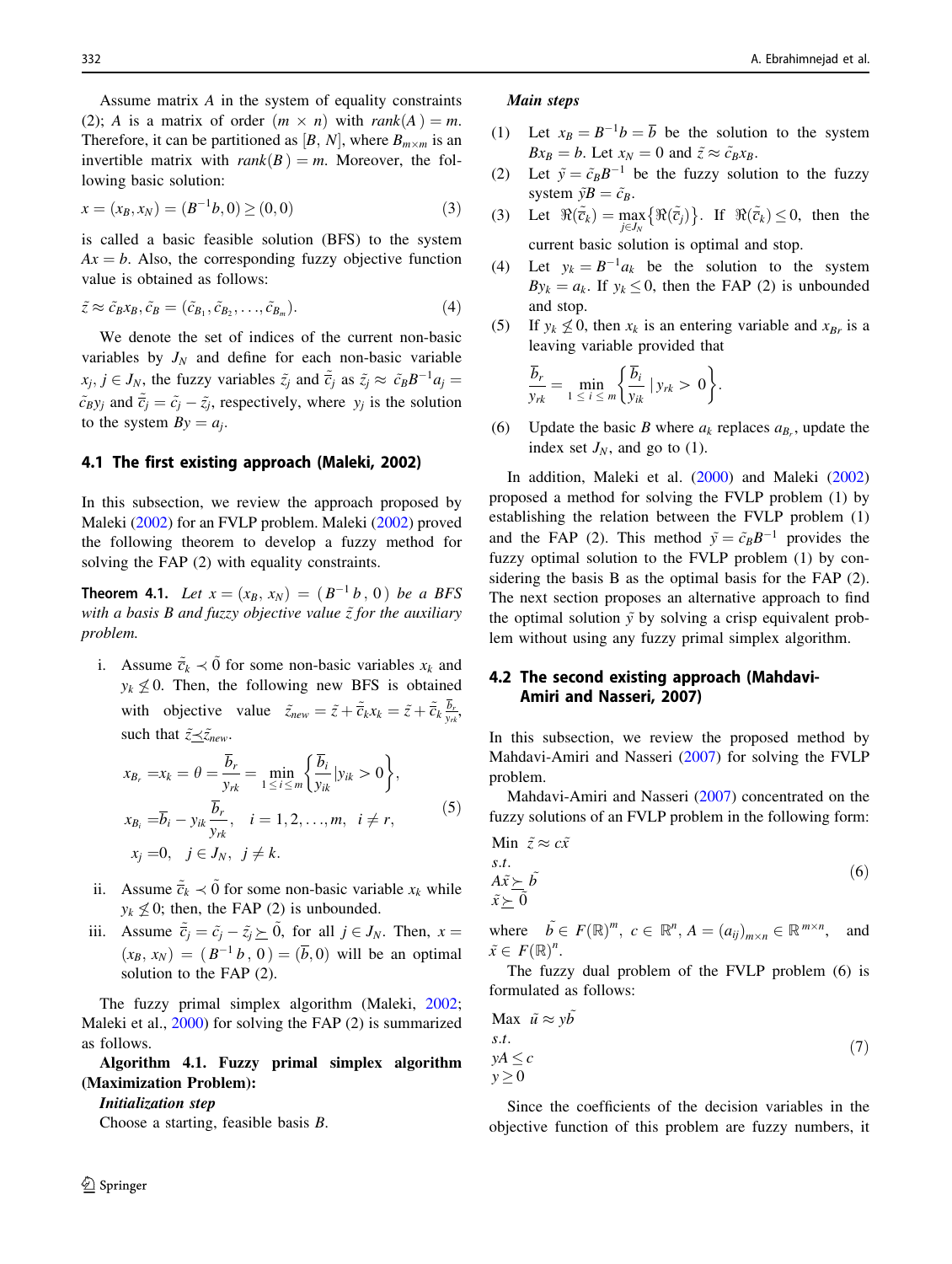Assume matrix $A$ in the system of equality constraints (2); $A$ is a matrix of order $(m \times n)$ with $rank(A) = m$. Therefore, it can be partitioned as $[B, N]$, where $B_{m\times m}$ is an invertible matrix with $rank(B) = m$. Moreover, the following basic solution:

$$x = (x_B, x_N) = (B^{-1}b, 0) \geq (0, 0) \tag{3}$$

is called a basic feasible solution (BFS) to the system $Ax = b$. Also, the corresponding fuzzy objective function value is obtained as follows:

$$\tilde{z} \approx \tilde{c}_B x_B, \tilde{c}_B = (\tilde{c}_{B_1}, \tilde{c}_{B_2}, \ldots, \tilde{c}_{B_m}). \tag{4}$$

We denote the set of indices of the current non-basic variables by $J_N$ and define for each non-basic variable $x_j, j \in J_N$, the fuzzy variables $\tilde{z}_j$ and $\tilde{\bar{c}}_j$ as $\tilde{z}_j \approx \tilde{c}_B B^{-1} a_j = \tilde{c}_B y_j$ and $\tilde{\bar{c}}_j = \tilde{c}_j - \tilde{z}_j$, respectively, where $y_j$ is the solution to the system $By = a_j$.

### 4.1 The first existing approach (Maleki, 2002)

In this subsection, we review the approach proposed by Maleki (2002) for an FVLP problem. Maleki (2002) proved the following theorem to develop a fuzzy method for solving the FAP (2) with equality constraints.

**Theorem 4.1.** *Let $x = (x_B, x_N) = (B^{-1}b, 0)$ be a BFS with a basis B and fuzzy objective value $\tilde{z}$ for the auxiliary problem.*

i. Assume $\tilde{\bar{c}}_k \prec \tilde{0}$ for some non-basic variables $x_k$ and $y_k \not\leq 0$. Then, the following new BFS is obtained with objective value $\tilde{z}_{new} = \tilde{z} + \tilde{\bar{c}}_k x_k = \tilde{z} + \tilde{\bar{c}}_k \frac{\bar{b}_r}{y_{rk}}$, such that $\tilde{z} \preceq \tilde{z}_{new}$.

$$\begin{aligned} x_{B_r} &= x_k = \theta = \frac{\bar{b}_r}{y_{rk}} = \min_{1 \leq i \leq m} \left\{ \frac{\bar{b}_i}{y_{ik}} | y_{ik} > 0 \right\}, \\ x_{B_i} &= \bar{b}_i - y_{ik} \frac{\bar{b}_r}{y_{rk}}, \quad i = 1, 2, \ldots, m, \quad i \neq r, \\ x_j &= 0, \quad j \in J_N, \quad j \neq k. \end{aligned} \tag{5}$$

ii. Assume $\tilde{\bar{c}}_k \prec \tilde{0}$ for some non-basic variable $x_k$ while $y_k \not\leq 0$; then, the FAP (2) is unbounded.

iii. Assume $\tilde{\bar{c}}_j = \tilde{c}_j - \tilde{z}_j \succeq \tilde{0}$, for all $j \in J_N$. Then, $x = (x_B, x_N) = (B^{-1}b, 0) = (\bar{b}, 0)$ will be an optimal solution to the FAP (2).

The fuzzy primal simplex algorithm (Maleki, 2002; Maleki et al., 2000) for solving the FAP (2) is summarized as follows.

**Algorithm 4.1. Fuzzy primal simplex algorithm (Maximization Problem):**

***Initialization step***

Choose a starting, feasible basis $B$.

***Main steps***

(1) Let $x_B = B^{-1}b = \bar{b}$ be the solution to the system $Bx_B = b$. Let $x_N = 0$ and $\tilde{z} \approx \tilde{c}_B x_B$.

(2) Let $\tilde{y} = \tilde{c}_B B^{-1}$ be the fuzzy solution to the fuzzy system $\tilde{y}B = \tilde{c}_B$.

(3) Let $\Re(\tilde{\bar{c}}_k) = \max_{j \in J_N} \{\Re(\tilde{\bar{c}}_j)\}$. If $\Re(\tilde{\bar{c}}_k) \leq 0$, then the current basic solution is optimal and stop.

(4) Let $y_k = B^{-1}a_k$ be the solution to the system $By_k = a_k$. If $y_k \leq 0$, then the FAP (2) is unbounded and stop.

(5) If $y_k \not\leq 0$, then $x_k$ is an entering variable and $x_{B_r}$ is a leaving variable provided that

$$\frac{\bar{b}_r}{y_{rk}} = \min_{1 \leq i \leq m} \left\{ \frac{\bar{b}_i}{y_{ik}} \mid y_{rk} > 0 \right\}.$$

(6) Update the basic $B$ where $a_k$ replaces $a_{B_r}$, update the index set $J_N$, and go to (1).

In addition, Maleki et al. (2000) and Maleki (2002) proposed a method for solving the FVLP problem (1) by establishing the relation between the FVLP problem (1) and the FAP (2). This method $\tilde{y} = \tilde{c}_B B^{-1}$ provides the fuzzy optimal solution to the FVLP problem (1) by considering the basis B as the optimal basis for the FAP (2). The next section proposes an alternative approach to find the optimal solution $\tilde{y}$ by solving a crisp equivalent problem without using any fuzzy primal simplex algorithm.

### 4.2 The second existing approach (Mahdavi-Amiri and Nasseri, 2007)

In this subsection, we review the proposed method by Mahdavi-Amiri and Nasseri (2007) for solving the FVLP problem.

Mahdavi-Amiri and Nasseri (2007) concentrated on the fuzzy solutions of an FVLP problem in the following form:

$$\begin{aligned} &\text{Min } \tilde{z} \approx c\tilde{x} \\ &s.t. \\ &A\tilde{x} \succeq \tilde{b} \\ &\tilde{x} \succeq \tilde{0} \end{aligned} \tag{6}$$

where $\tilde{b} \in F(\mathbb{R})^m$, $c \in \mathbb{R}^n$, $A = (a_{ij})_{m\times n} \in \mathbb{R}^{m\times n}$, and $\tilde{x} \in F(\mathbb{R})^n$.

The fuzzy dual problem of the FVLP problem (6) is formulated as follows:

$$\begin{aligned} &\text{Max } \tilde{u} \approx y\tilde{b} \\ &s.t. \\ &yA \leq c \\ &y \geq 0 \end{aligned} \tag{7}$$

Since the coefficients of the decision variables in the objective function of this problem are fuzzy numbers, it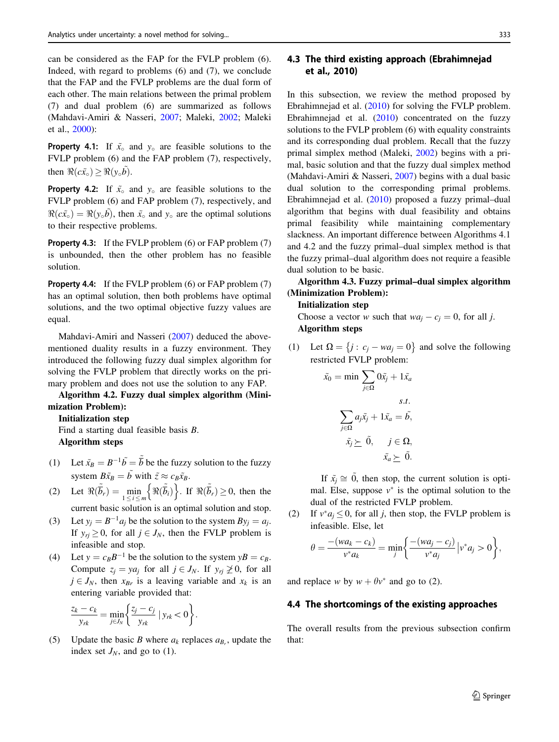can be considered as the FAP for the FVLP problem (6). Indeed, with regard to problems (6) and (7), we conclude that the FAP and the FVLP problems are the dual form of each other. The main relations between the primal problem (7) and dual problem (6) are summarized as follows (Mahdavi-Amiri & Nasseri, 2007; Maleki, 2002; Maleki et al., 2000):

**Property 4.1:** If $\tilde{x}_\circ$ and $y_\circ$ are feasible solutions to the FVLP problem (6) and the FAP problem (7), respectively, then $\Re(c\tilde{x}_\circ) \geq \Re(y_\circ \tilde{b})$.

**Property 4.2:** If $\tilde{x}_\circ$ and $y_\circ$ are feasible solutions to the FVLP problem (6) and FAP problem (7), respectively, and $\Re(c\tilde{x}_\circ) = \Re(y_\circ \tilde{b})$, then $\tilde{x}_\circ$ and $y_\circ$ are the optimal solutions to their respective problems.

**Property 4.3:** If the FVLP problem (6) or FAP problem (7) is unbounded, then the other problem has no feasible solution.

**Property 4.4:** If the FVLP problem (6) or FAP problem (7) has an optimal solution, then both problems have optimal solutions, and the two optimal objective fuzzy values are equal.

Mahdavi-Amiri and Nasseri (2007) deduced the above-mentioned duality results in a fuzzy environment. They introduced the following fuzzy dual simplex algorithm for solving the FVLP problem that directly works on the primary problem and does not use the solution to any FAP.

**Algorithm 4.2. Fuzzy dual simplex algorithm (Minimization Problem):**

**Initialization step**

Find a starting dual feasible basis $B$.

**Algorithm steps**

(1) Let $\tilde{x}_B = B^{-1}\tilde{b} = \tilde{\bar{b}}$ be the fuzzy solution to the fuzzy system $B\tilde{x}_B = \tilde{b}$ with $\tilde{z} \approx c_B\tilde{x}_B$.

(2) Let $\Re(\tilde{\bar{b}}_r) = \min\limits_{1 \leq i \leq m}\left\{\Re(\tilde{\bar{b}}_i)\right\}$. If $\Re(\tilde{\bar{b}}_r) \geq 0$, then the current basic solution is an optimal solution and stop.

(3) Let $y_j = B^{-1}a_j$ be the solution to the system $By_j = a_j$. If $y_{rj} \geq 0$, for all $j \in J_N$, then the FVLP problem is infeasible and stop.

(4) Let $y = c_B B^{-1}$ be the solution to the system $yB = c_B$. Compute $z_j = ya_j$ for all $j \in J_N$. If $y_{rj} \ngeq 0$, for all $j \in J_N$, then $x_{B_r}$ is a leaving variable and $x_k$ is an entering variable provided that:

$$\frac{z_k - c_k}{y_{rk}} = \min_{j \in J_N}\left\{\frac{z_j - c_j}{y_{rk}} \mid y_{rk} < 0\right\}.$$

(5) Update the basic $B$ where $a_k$ replaces $a_{B_r}$, update the index set $J_N$, and go to (1).

### 4.3 The third existing approach (Ebrahimnejad et al., 2010)

In this subsection, we review the method proposed by Ebrahimnejad et al. (2010) for solving the FVLP problem. Ebrahimnejad et al. (2010) concentrated on the fuzzy solutions to the FVLP problem (6) with equality constraints and its corresponding dual problem. Recall that the fuzzy primal simplex method (Maleki, 2002) begins with a primal, basic solution and that the fuzzy dual simplex method (Mahdavi-Amiri & Nasseri, 2007) begins with a dual basic dual solution to the corresponding primal problems. Ebrahimnejad et al. (2010) proposed a fuzzy primal–dual algorithm that begins with dual feasibility and obtains primal feasibility while maintaining complementary slackness. An important difference between Algorithms 4.1 and 4.2 and the fuzzy primal–dual simplex method is that the fuzzy primal–dual algorithm does not require a feasible dual solution to be basic.

**Algorithm 4.3. Fuzzy primal–dual simplex algorithm (Minimization Problem):**

**Initialization step**

Choose a vector $w$ such that $wa_j - c_j = 0$, for all $j$.

**Algorithm steps**

(1) Let $\Omega = \{j : c_j - wa_j = 0\}$ and solve the following restricted FVLP problem:

$$\tilde{x}_0 = \min \sum_{j \in \Omega} 0\tilde{x}_j + 1\tilde{x}_a$$

$$s.t.$$

$$\sum_{j \in \Omega} a_j\tilde{x}_j + 1\tilde{x}_a = \tilde{b},$$

$$\tilde{x}_j \succeq \tilde{0}, \quad j \in \Omega,$$

$$\tilde{x}_a \succeq \tilde{0}.$$

If $\tilde{x}_j \cong \tilde{0}$, then stop, the current solution is optimal. Else, suppose $v^*$ is the optimal solution to the dual of the restricted FVLP problem.

(2) If $v^*a_j \leq 0$, for all $j$, then stop, the FVLP problem is infeasible. Else, let

$$\theta = \frac{-(wa_k - c_k)}{v^*a_k} = \min_j\left\{\frac{-(wa_j - c_j)}{v^*a_j} \middle| v^*a_j > 0\right\},$$

and replace $w$ by $w + \theta v^*$ and go to (2).

### 4.4 The shortcomings of the existing approaches

The overall results from the previous subsection confirm that: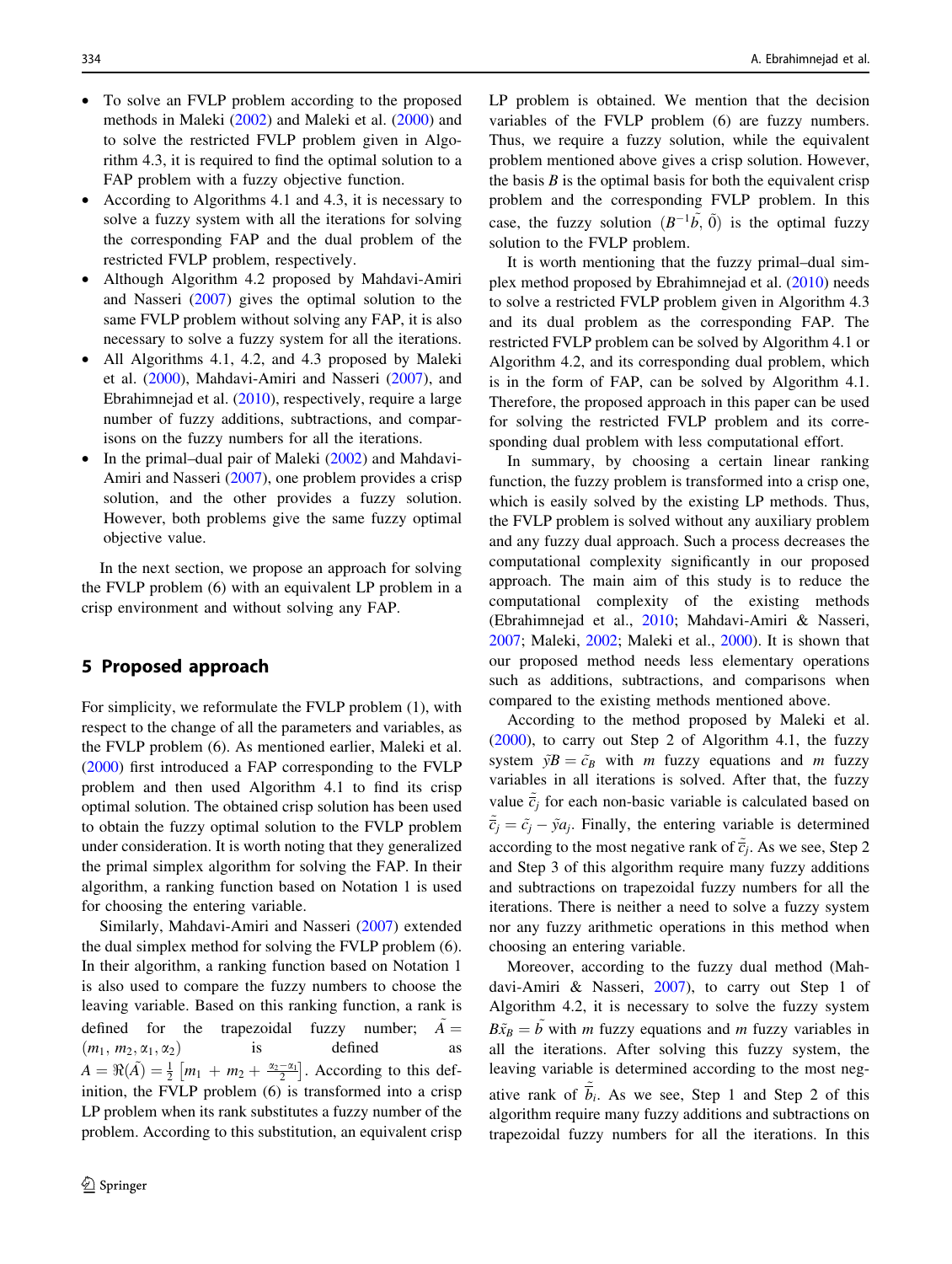- To solve an FVLP problem according to the proposed methods in Maleki (2002) and Maleki et al. (2000) and to solve the restricted FVLP problem given in Algorithm 4.3, it is required to find the optimal solution to a FAP problem with a fuzzy objective function.
- According to Algorithms 4.1 and 4.3, it is necessary to solve a fuzzy system with all the iterations for solving the corresponding FAP and the dual problem of the restricted FVLP problem, respectively.
- Although Algorithm 4.2 proposed by Mahdavi-Amiri and Nasseri (2007) gives the optimal solution to the same FVLP problem without solving any FAP, it is also necessary to solve a fuzzy system for all the iterations.
- All Algorithms 4.1, 4.2, and 4.3 proposed by Maleki et al. (2000), Mahdavi-Amiri and Nasseri (2007), and Ebrahimnejad et al. (2010), respectively, require a large number of fuzzy additions, subtractions, and comparisons on the fuzzy numbers for all the iterations.
- In the primal–dual pair of Maleki (2002) and Mahdavi-Amiri and Nasseri (2007), one problem provides a crisp solution, and the other provides a fuzzy solution. However, both problems give the same fuzzy optimal objective value.

In the next section, we propose an approach for solving the FVLP problem (6) with an equivalent LP problem in a crisp environment and without solving any FAP.

## 5 Proposed approach

For simplicity, we reformulate the FVLP problem (1), with respect to the change of all the parameters and variables, as the FVLP problem (6). As mentioned earlier, Maleki et al. (2000) first introduced a FAP corresponding to the FVLP problem and then used Algorithm 4.1 to find its crisp optimal solution. The obtained crisp solution has been used to obtain the fuzzy optimal solution to the FVLP problem under consideration. It is worth noting that they generalized the primal simplex algorithm for solving the FAP. In their algorithm, a ranking function based on Notation 1 is used for choosing the entering variable.

Similarly, Mahdavi-Amiri and Nasseri (2007) extended the dual simplex method for solving the FVLP problem (6). In their algorithm, a ranking function based on Notation 1 is also used to compare the fuzzy numbers to choose the leaving variable. Based on this ranking function, a rank is defined for the trapezoidal fuzzy number; $\tilde{A} = (m_1, m_2, \alpha_1, \alpha_2)$ is defined as $A = \Re(\tilde{A}) = \frac{1}{2}\left[m_1 + m_2 + \frac{\alpha_2 - \alpha_1}{2}\right]$. According to this definition, the FVLP problem (6) is transformed into a crisp LP problem when its rank substitutes a fuzzy number of the problem. According to this substitution, an equivalent crisp LP problem is obtained. We mention that the decision variables of the FVLP problem (6) are fuzzy numbers. Thus, we require a fuzzy solution, while the equivalent problem mentioned above gives a crisp solution. However, the basis $B$ is the optimal basis for both the equivalent crisp problem and the corresponding FVLP problem. In this case, the fuzzy solution $(B^{-1}\tilde{b}, \tilde{0})$ is the optimal fuzzy solution to the FVLP problem.

It is worth mentioning that the fuzzy primal–dual simplex method proposed by Ebrahimnejad et al. (2010) needs to solve a restricted FVLP problem given in Algorithm 4.3 and its dual problem as the corresponding FAP. The restricted FVLP problem can be solved by Algorithm 4.1 or Algorithm 4.2, and its corresponding dual problem, which is in the form of FAP, can be solved by Algorithm 4.1. Therefore, the proposed approach in this paper can be used for solving the restricted FVLP problem and its corresponding dual problem with less computational effort.

In summary, by choosing a certain linear ranking function, the fuzzy problem is transformed into a crisp one, which is easily solved by the existing LP methods. Thus, the FVLP problem is solved without any auxiliary problem and any fuzzy dual approach. Such a process decreases the computational complexity significantly in our proposed approach. The main aim of this study is to reduce the computational complexity of the existing methods (Ebrahimnejad et al., 2010; Mahdavi-Amiri & Nasseri, 2007; Maleki, 2002; Maleki et al., 2000). It is shown that our proposed method needs less elementary operations such as additions, subtractions, and comparisons when compared to the existing methods mentioned above.

According to the method proposed by Maleki et al. (2000), to carry out Step 2 of Algorithm 4.1, the fuzzy system $\tilde{y}B = \tilde{c}_B$ with $m$ fuzzy equations and $m$ fuzzy variables in all iterations is solved. After that, the fuzzy value $\tilde{\bar{c}}_j$ for each non-basic variable is calculated based on $\tilde{\bar{c}}_j = \tilde{c}_j - \tilde{y}a_j$. Finally, the entering variable is determined according to the most negative rank of $\tilde{\bar{c}}_j$. As we see, Step 2 and Step 3 of this algorithm require many fuzzy additions and subtractions on trapezoidal fuzzy numbers for all the iterations. There is neither a need to solve a fuzzy system nor any fuzzy arithmetic operations in this method when choosing an entering variable.

Moreover, according to the fuzzy dual method (Mahdavi-Amiri & Nasseri, 2007), to carry out Step 1 of Algorithm 4.2, it is necessary to solve the fuzzy system $B\tilde{x}_B = \tilde{b}$ with $m$ fuzzy equations and $m$ fuzzy variables in all the iterations. After solving this fuzzy system, the leaving variable is determined according to the most negative rank of $\tilde{\bar{b}}_i$. As we see, Step 1 and Step 2 of this algorithm require many fuzzy additions and subtractions on trapezoidal fuzzy numbers for all the iterations. In this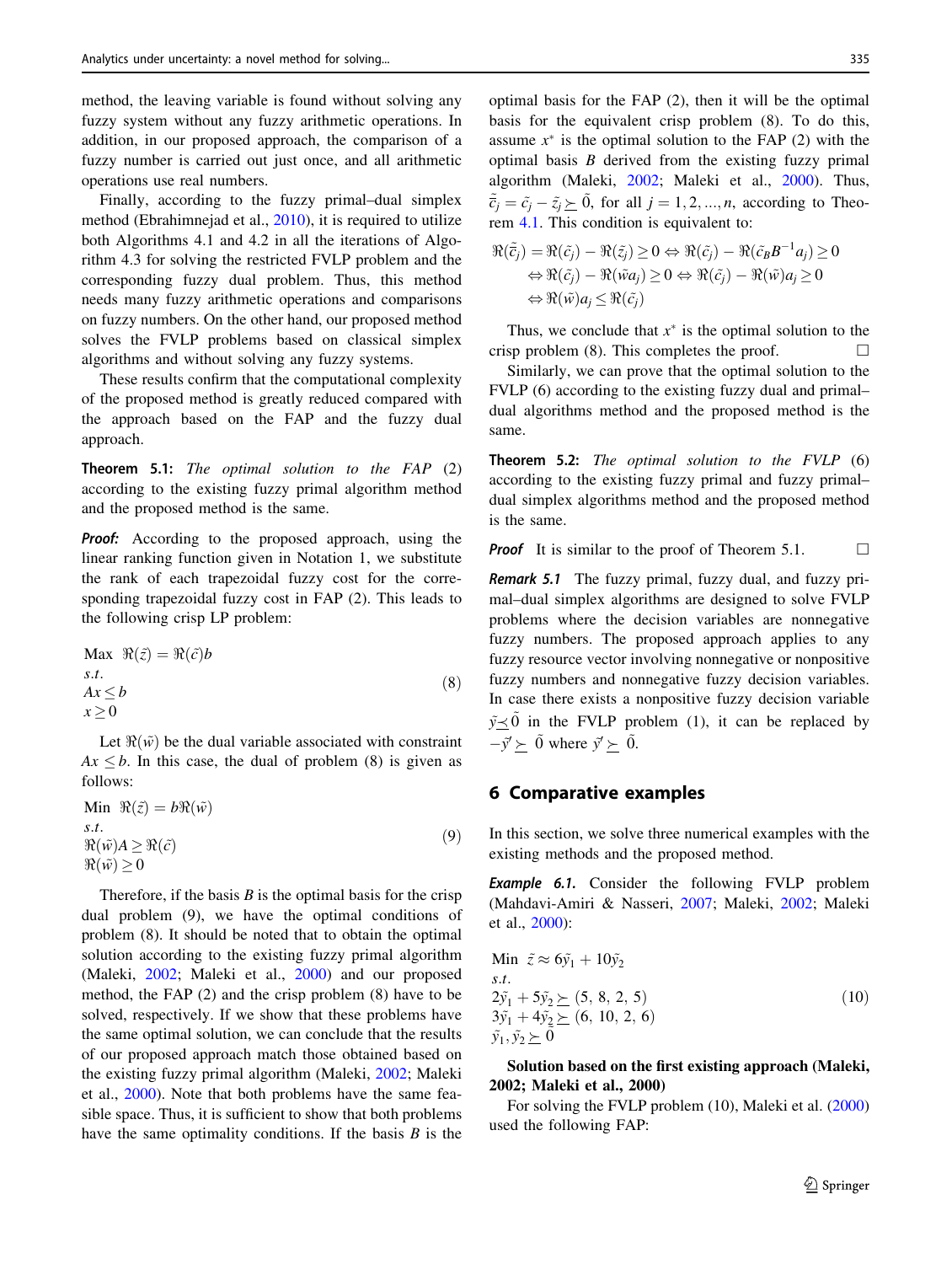method, the leaving variable is found without solving any fuzzy system without any fuzzy arithmetic operations. In addition, in our proposed approach, the comparison of a fuzzy number is carried out just once, and all arithmetic operations use real numbers.

Finally, according to the fuzzy primal–dual simplex method (Ebrahimnejad et al., 2010), it is required to utilize both Algorithms 4.1 and 4.2 in all the iterations of Algorithm 4.3 for solving the restricted FVLP problem and the corresponding fuzzy dual problem. Thus, this method needs many fuzzy arithmetic operations and comparisons on fuzzy numbers. On the other hand, our proposed method solves the FVLP problems based on classical simplex algorithms and without solving any fuzzy systems.

These results confirm that the computational complexity of the proposed method is greatly reduced compared with the approach based on the FAP and the fuzzy dual approach.

**Theorem 5.1:** *The optimal solution to the FAP (2) according to the existing fuzzy primal algorithm method and the proposed method is the same.*

***Proof:*** According to the proposed approach, using the linear ranking function given in Notation 1, we substitute the rank of each trapezoidal fuzzy cost for the corresponding trapezoidal fuzzy cost in FAP (2). This leads to the following crisp LP problem:

$$
\begin{aligned}
&\text{Max} \;\; \Re(\tilde{z}) = \Re(\tilde{c})b \\
&s.t. \\
&Ax \leq b \\
&x \geq 0
\end{aligned}
\tag{8}
$$

Let $\Re(\tilde{w})$ be the dual variable associated with constraint $Ax \leq b$. In this case, the dual of problem (8) is given as follows:

$$
\begin{aligned}
&\text{Min} \;\; \Re(\tilde{z}) = b\Re(\tilde{w}) \\
&s.t. \\
&\Re(\tilde{w})A \geq \Re(\tilde{c}) \\
&\Re(\tilde{w}) \geq 0
\end{aligned}
\tag{9}
$$

Therefore, if the basis $B$ is the optimal basis for the crisp dual problem (9), we have the optimal conditions of problem (8). It should be noted that to obtain the optimal solution according to the existing fuzzy primal algorithm (Maleki, 2002; Maleki et al., 2000) and our proposed method, the FAP (2) and the crisp problem (8) have to be solved, respectively. If we show that these problems have the same optimal solution, we can conclude that the results of our proposed approach match those obtained based on the existing fuzzy primal algorithm (Maleki, 2002; Maleki et al., 2000). Note that both problems have the same feasible space. Thus, it is sufficient to show that both problems have the same optimality conditions. If the basis $B$ is the optimal basis for the FAP (2), then it will be the optimal basis for the equivalent crisp problem (8). To do this, assume $x^*$ is the optimal solution to the FAP (2) with the optimal basis $B$ derived from the existing fuzzy primal algorithm (Maleki, 2002; Maleki et al., 2000). Thus, $\tilde{\bar{c}}_j = \tilde{c}_j - \tilde{z}_j \succeq \tilde{0}$, for all $j = 1, 2, \ldots, n$, according to Theorem 4.1. This condition is equivalent to:

$$
\begin{aligned}
\Re(\tilde{\bar{c}}_j) = \Re(\tilde{c}_j) - \Re(\tilde{z}_j) \geq 0 &\Leftrightarrow \Re(\tilde{c}_j) - \Re(\tilde{c}_B B^{-1} a_j) \geq 0 \\
&\Leftrightarrow \Re(\tilde{c}_j) - \Re(\tilde{w} a_j) \geq 0 \Leftrightarrow \Re(\tilde{c}_j) - \Re(\tilde{w}) a_j \geq 0 \\
&\Leftrightarrow \Re(\tilde{w}) a_j \leq \Re(\tilde{c}_j)
\end{aligned}
$$

Thus, we conclude that $x^*$ is the optimal solution to the crisp problem (8). This completes the proof. □

Similarly, we can prove that the optimal solution to the FVLP (6) according to the existing fuzzy dual and primal–dual algorithms method and the proposed method is the same.

**Theorem 5.2:** *The optimal solution to the FVLP (6) according to the existing fuzzy primal and fuzzy primal–dual simplex algorithms method and the proposed method is the same.*

***Proof*** It is similar to the proof of Theorem 5.1. □

***Remark 5.1*** The fuzzy primal, fuzzy dual, and fuzzy primal–dual simplex algorithms are designed to solve FVLP problems where the decision variables are nonnegative fuzzy numbers. The proposed approach applies to any fuzzy resource vector involving nonnegative or nonpositive fuzzy numbers and nonnegative fuzzy decision variables. In case there exists a nonpositive fuzzy decision variable $\tilde{y} \preceq \tilde{0}$ in the FVLP problem (1), it can be replaced by $-\tilde{y}' \succeq \tilde{0}$ where $\tilde{y}' \succeq \tilde{0}$.

## 6 Comparative examples

In this section, we solve three numerical examples with the existing methods and the proposed method.

***Example 6.1.*** Consider the following FVLP problem (Mahdavi-Amiri & Nasseri, 2007; Maleki, 2002; Maleki et al., 2000):

$$
\begin{aligned}
&\text{Min} \;\; \tilde{z} \approx 6\tilde{y}_1 + 10\tilde{y}_2 \\
&s.t. \\
&2\tilde{y}_1 + 5\tilde{y}_2 \succeq (5,\ 8,\ 2,\ 5) \\
&3\tilde{y}_1 + 4\tilde{y}_2 \succeq (6,\ 10,\ 2,\ 6) \\
&\tilde{y}_1, \tilde{y}_2 \succeq \tilde{0}
\end{aligned}
\tag{10}
$$

**Solution based on the first existing approach (Maleki, 2002; Maleki et al., 2000)**

For solving the FVLP problem (10), Maleki et al. (2000) used the following FAP: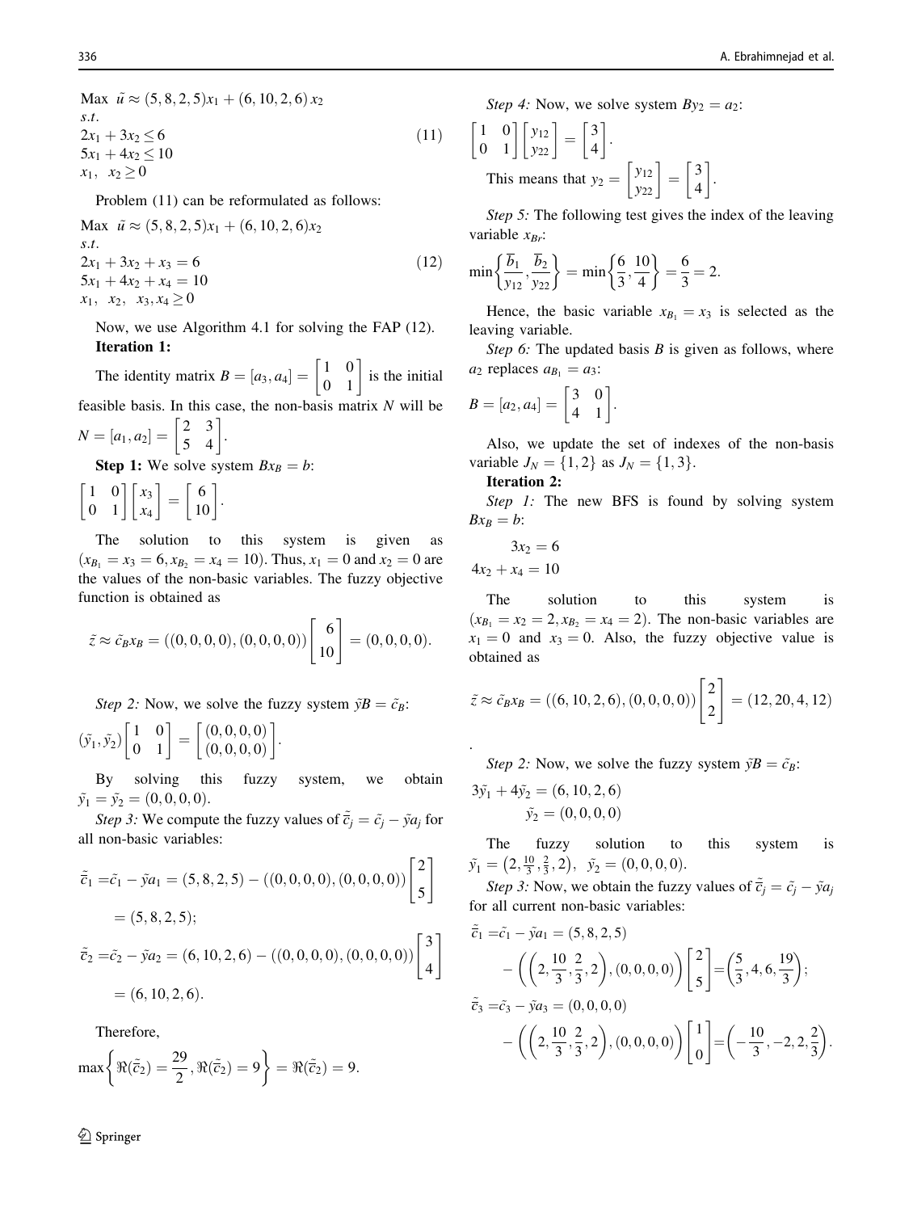$$
\begin{aligned}
&\text{Max} \quad \tilde{u} \approx (5,8,2,5)x_1 + (6,10,2,6)\,x_2 \\
&s.t. \\
&2x_1 + 3x_2 \leq 6 \\
&5x_1 + 4x_2 \leq 10 \\
&x_1, \quad x_2 \geq 0
\end{aligned} \tag{11}
$$

Problem (11) can be reformulated as follows:

$$
\begin{aligned}
&\text{Max} \quad \tilde{u} \approx (5,8,2,5)x_1 + (6,10,2,6)x_2 \\
&s.t. \\
&2x_1 + 3x_2 + x_3 = 6 \\
&5x_1 + 4x_2 + x_4 = 10 \\
&x_1, \quad x_2, \quad x_3, x_4 \geq 0
\end{aligned} \tag{12}
$$

Now, we use Algorithm 4.1 for solving the FAP (12).

**Iteration 1:**

The identity matrix $B = [a_3, a_4] = \begin{bmatrix} 1 & 0 \\ 0 & 1 \end{bmatrix}$ is the initial feasible basis. In this case, the non-basis matrix $N$ will be $N = [a_1, a_2] = \begin{bmatrix} 2 & 3 \\ 5 & 4 \end{bmatrix}$.

**Step 1:** We solve system $Bx_B = b$:

$$\begin{bmatrix} 1 & 0 \\ 0 & 1 \end{bmatrix} \begin{bmatrix} x_3 \\ x_4 \end{bmatrix} = \begin{bmatrix} 6 \\ 10 \end{bmatrix}.$$

The solution to this system is given as $(x_{B_1} = x_3 = 6, x_{B_2} = x_4 = 10)$. Thus, $x_1 = 0$ and $x_2 = 0$ are the values of the non-basic variables. The fuzzy objective function is obtained as

$$\tilde{z} \approx \tilde{c}_B x_B = ((0,0,0,0),(0,0,0,0)) \begin{bmatrix} 6 \\ 10 \end{bmatrix} = (0,0,0,0).$$

*Step 2:* Now, we solve the fuzzy system $\tilde{y}B = \tilde{c}_B$:

$$(\tilde{y}_1, \tilde{y}_2) \begin{bmatrix} 1 & 0 \\ 0 & 1 \end{bmatrix} = \begin{bmatrix} (0,0,0,0) \\ (0,0,0,0) \end{bmatrix}.$$

By solving this fuzzy system, we obtain $\tilde{y}_1 = \tilde{y}_2 = (0,0,0,0)$.

*Step 3:* We compute the fuzzy values of $\tilde{\bar{c}}_j = \tilde{c}_j - \tilde{y}a_j$ for all non-basic variables:

$$
\begin{aligned}
\tilde{\bar{c}}_1 &= \tilde{c}_1 - \tilde{y}a_1 = (5,8,2,5) - ((0,0,0,0),(0,0,0,0)) \begin{bmatrix} 2 \\ 5 \end{bmatrix} \\
&= (5,8,2,5); \\
\tilde{\bar{c}}_2 &= \tilde{c}_2 - \tilde{y}a_2 = (6,10,2,6) - ((0,0,0,0),(0,0,0,0)) \begin{bmatrix} 3 \\ 4 \end{bmatrix} \\
&= (6,10,2,6).
\end{aligned}
$$

Therefore,

$$\max\left\{ \Re(\tilde{\bar{c}}_2) = \frac{29}{2}, \Re(\tilde{\bar{c}}_2) = 9 \right\} = \Re(\tilde{\bar{c}}_2) = 9.$$

*Step 4:* Now, we solve system $By_2 = a_2$:

$$\begin{bmatrix} 1 & 0 \\ 0 & 1 \end{bmatrix} \begin{bmatrix} y_{12} \\ y_{22} \end{bmatrix} = \begin{bmatrix} 3 \\ 4 \end{bmatrix}.$$

This means that $y_2 = \begin{bmatrix} y_{12} \\ y_{22} \end{bmatrix} = \begin{bmatrix} 3 \\ 4 \end{bmatrix}$.

*Step 5:* The following test gives the index of the leaving variable $x_{Br}$:

$$\min\left\{ \frac{\bar{b}_1}{y_{12}}, \frac{\bar{b}_2}{y_{22}} \right\} = \min\left\{ \frac{6}{3}, \frac{10}{4} \right\} = \frac{6}{3} = 2.$$

Hence, the basic variable $x_{B_1} = x_3$ is selected as the leaving variable.

*Step 6:* The updated basis $B$ is given as follows, where $a_2$ replaces $a_{B_1} = a_3$:

$$B = [a_2, a_4] = \begin{bmatrix} 3 & 0 \\ 4 & 1 \end{bmatrix}.$$

Also, we update the set of indexes of the non-basis variable $J_N = \{1, 2\}$ as $J_N = \{1, 3\}$.

**Iteration 2:**

*Step 1:* The new BFS is found by solving system $Bx_B = b$:

$$
\begin{aligned}
3x_2 &= 6 \\
4x_2 + x_4 &= 10
\end{aligned}
$$

The solution to this system is $(x_{B_1} = x_2 = 2, x_{B_2} = x_4 = 2)$. The non-basic variables are $x_1 = 0$ and $x_3 = 0$. Also, the fuzzy objective value is obtained as

$$\tilde{z} \approx \tilde{c}_B x_B = ((6,10,2,6),(0,0,0,0)) \begin{bmatrix} 2 \\ 2 \end{bmatrix} = (12,20,4,12)$$

.

*Step 2:* Now, we solve the fuzzy system $\tilde{y}B = \tilde{c}_B$:

$$
\begin{aligned}
3\tilde{y}_1 + 4\tilde{y}_2 &= (6,10,2,6) \\
\tilde{y}_2 &= (0,0,0,0)
\end{aligned}
$$

The fuzzy solution to this system is $\tilde{y}_1 = \left(2, \frac{10}{3}, \frac{2}{3}, 2\right), \quad \tilde{y}_2 = (0,0,0,0)$.

*Step 3:* Now, we obtain the fuzzy values of $\tilde{\bar{c}}_j = \tilde{c}_j - \tilde{y}a_j$ for all current non-basic variables:

$$
\begin{aligned}
\tilde{\bar{c}}_1 &= \tilde{c}_1 - \tilde{y}a_1 = (5,8,2,5) \\
&\quad - \left( \left(2, \frac{10}{3}, \frac{2}{3}, 2\right), (0,0,0,0) \right) \begin{bmatrix} 2 \\ 5 \end{bmatrix} = \left( \frac{5}{3}, 4, 6, \frac{19}{3} \right); \\
\tilde{\bar{c}}_3 &= \tilde{c}_3 - \tilde{y}a_3 = (0,0,0,0) \\
&\quad - \left( \left(2, \frac{10}{3}, \frac{2}{3}, 2\right), (0,0,0,0) \right) \begin{bmatrix} 1 \\ 0 \end{bmatrix} = \left( -\frac{10}{3}, -2, 2, \frac{2}{3} \right).
\end{aligned}
$$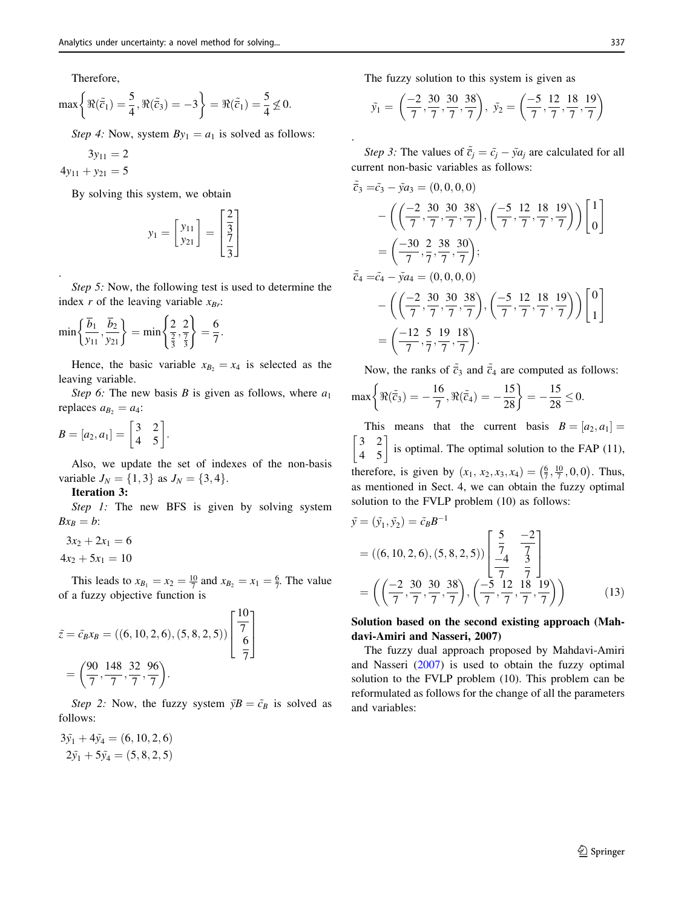Therefore,

$$\max\left\{\Re(\tilde{\bar{c}}_1)=\frac{5}{4},\Re(\tilde{\bar{c}}_3)=-3\right\}=\Re(\tilde{\bar{c}}_1)=\frac{5}{4}\not\leq 0.$$

*Step 4:* Now, system $By_1 = a_1$ is solved as follows:

$$3y_{11} = 2$$
$$4y_{11} + y_{21} = 5$$

By solving this system, we obtain

$$y_1 = \begin{bmatrix} y_{11} \\ y_{21} \end{bmatrix} = \begin{bmatrix} \frac{2}{3} \\ \frac{7}{3} \end{bmatrix}$$

.

*Step 5:* Now, the following test is used to determine the index $r$ of the leaving variable $x_{Br}$:

$$\min\left\{\frac{\overline{b}_1}{y_{11}},\frac{\overline{b}_2}{y_{21}}\right\}=\min\left\{\frac{2}{\frac{2}{3}},\frac{2}{\frac{7}{3}}\right\}=\frac{6}{7}.$$

Hence, the basic variable $x_{B_2} = x_4$ is selected as the leaving variable.

*Step 6:* The new basis $B$ is given as follows, where $a_1$ replaces $a_{B_2} = a_4$:

$$B = [a_2, a_1] = \begin{bmatrix} 3 & 2 \\ 4 & 5 \end{bmatrix}.$$

Also, we update the set of indexes of the non-basis variable $J_N = \{1, 3\}$ as $J_N = \{3, 4\}$.

**Iteration 3:**

*Step 1:* The new BFS is given by solving system $Bx_B = b$:

$$3x_2 + 2x_1 = 6$$
$$4x_2 + 5x_1 = 10$$

This leads to $x_{B_1} = x_2 = \frac{10}{7}$ and $x_{B_2} = x_1 = \frac{6}{7}$. The value of a fuzzy objective function is

$$\tilde{z} = \tilde{c}_B x_B = ((6,10,2,6),(5,8,2,5))\begin{bmatrix} \frac{10}{7} \\ \frac{6}{7} \end{bmatrix} = \left(\frac{90}{7},\frac{148}{7},\frac{32}{7},\frac{96}{7}\right).$$

*Step 2:* Now, the fuzzy system $\tilde{y}B = \tilde{c}_B$ is solved as follows:

$$3\tilde{y}_1 + 4\tilde{y}_4 = (6, 10, 2, 6)$$
$$2\tilde{y}_1 + 5\tilde{y}_4 = (5, 8, 2, 5)$$

The fuzzy solution to this system is given as

$$\tilde{y}_1 = \left(\frac{-2}{7},\frac{30}{7},\frac{30}{7},\frac{38}{7}\right),\ \tilde{y}_2 = \left(\frac{-5}{7},\frac{12}{7},\frac{18}{7},\frac{19}{7}\right)$$

.

*Step 3:* The values of $\tilde{\bar{c}}_j = \tilde{c}_j - \tilde{y}a_j$ are calculated for all current non-basic variables as follows:

$$\begin{aligned}
\tilde{\bar{c}}_3 &= \tilde{c}_3 - \tilde{y}a_3 = (0,0,0,0) \\
&\quad - \left(\left(\frac{-2}{7},\frac{30}{7},\frac{30}{7},\frac{38}{7}\right),\left(\frac{-5}{7},\frac{12}{7},\frac{18}{7},\frac{19}{7}\right)\right)\begin{bmatrix} 1 \\ 0 \end{bmatrix} \\
&= \left(\frac{-30}{7},\frac{2}{7},\frac{38}{7},\frac{30}{7}\right); \\
\tilde{\bar{c}}_4 &= \tilde{c}_4 - \tilde{y}a_4 = (0,0,0,0) \\
&\quad - \left(\left(\frac{-2}{7},\frac{30}{7},\frac{30}{7},\frac{38}{7}\right),\left(\frac{-5}{7},\frac{12}{7},\frac{18}{7},\frac{19}{7}\right)\right)\begin{bmatrix} 0 \\ 1 \end{bmatrix} \\
&= \left(\frac{-12}{7},\frac{5}{7},\frac{19}{7},\frac{18}{7}\right).
\end{aligned}$$

Now, the ranks of $\tilde{\bar{c}}_3$ and $\tilde{\bar{c}}_4$ are computed as follows:

$$\max\left\{\Re(\tilde{\bar{c}}_3)=-\frac{16}{7},\Re(\tilde{\bar{c}}_4)=-\frac{15}{28}\right\}=-\frac{15}{28}\leq 0.$$

This means that the current basis $B = [a_2, a_1] = \begin{bmatrix} 3 & 2 \\ 4 & 5 \end{bmatrix}$ is optimal. The optimal solution to the FAP (11), therefore, is given by $(x_1, x_2, x_3, x_4) = \left(\frac{6}{7}, \frac{10}{7}, 0, 0\right)$. Thus, as mentioned in Sect. 4, we can obtain the fuzzy optimal solution to the FVLP problem (10) as follows:

$$\begin{aligned}
\tilde{y} = (\tilde{y}_1, \tilde{y}_2) &= \tilde{c}_B B^{-1} \\
&= ((6,10,2,6),(5,8,2,5))\begin{bmatrix} \frac{5}{7} & \frac{-2}{7} \\ \frac{-4}{7} & \frac{3}{7} \end{bmatrix} \\
&= \left(\left(\frac{-2}{7},\frac{30}{7},\frac{30}{7},\frac{38}{7}\right),\left(\frac{-5}{7},\frac{12}{7},\frac{18}{7},\frac{19}{7}\right)\right) \qquad (13)
\end{aligned}$$

**Solution based on the second existing approach (Mahdavi-Amiri and Nasseri, 2007)**

The fuzzy dual approach proposed by Mahdavi-Amiri and Nasseri (2007) is used to obtain the fuzzy optimal solution to the FVLP problem (10). This problem can be reformulated as follows for the change of all the parameters and variables: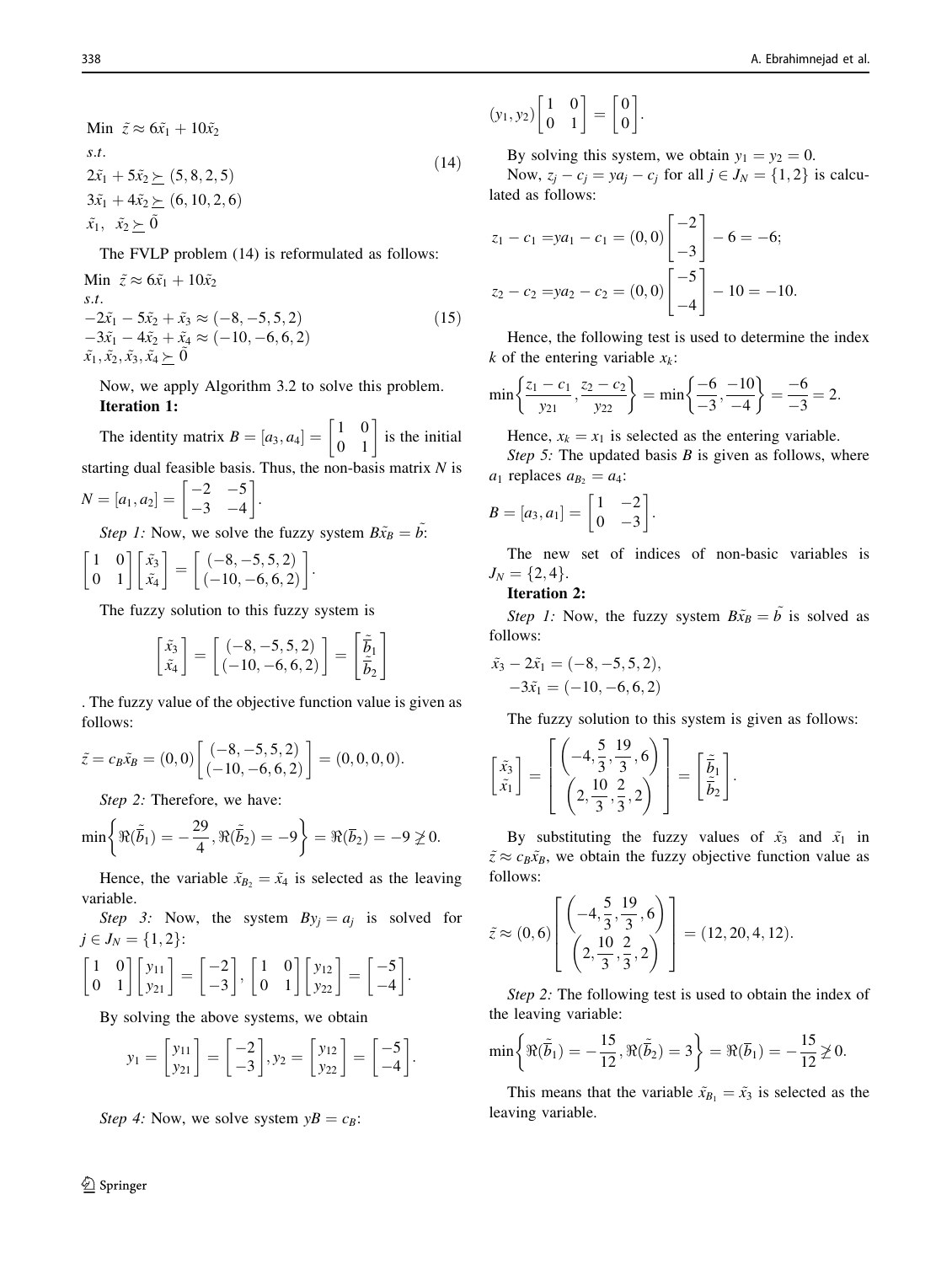$$
\begin{aligned}
&\text{Min } \tilde{z} \approx 6\tilde{x}_1 + 10\tilde{x}_2 \\
&s.t. \\
&2\tilde{x}_1 + 5\tilde{x}_2 \succeq (5, 8, 2, 5) \\
&3\tilde{x}_1 + 4\tilde{x}_2 \succeq (6, 10, 2, 6) \\
&\tilde{x}_1, \ \tilde{x}_2 \succeq \tilde{0}
\end{aligned}
\tag{14}
$$

The FVLP problem (14) is reformulated as follows:

$$
\begin{aligned}
&\text{Min } \tilde{z} \approx 6\tilde{x}_1 + 10\tilde{x}_2 \\
&s.t. \\
&-2\tilde{x}_1 - 5\tilde{x}_2 + \tilde{x}_3 \approx (-8, -5, 5, 2) \\
&-3\tilde{x}_1 - 4\tilde{x}_2 + \tilde{x}_4 \approx (-10, -6, 6, 2) \\
&\tilde{x}_1, \tilde{x}_2, \tilde{x}_3, \tilde{x}_4 \succeq \tilde{0}
\end{aligned}
\tag{15}
$$

Now, we apply Algorithm 3.2 to solve this problem.

**Iteration 1:**

The identity matrix $B = [a_3, a_4] = \begin{bmatrix} 1 & 0 \\ 0 & 1 \end{bmatrix}$ is the initial starting dual feasible basis. Thus, the non-basis matrix $N$ is $N = [a_1, a_2] = \begin{bmatrix} -2 & -5 \\ -3 & -4 \end{bmatrix}$.

*Step 1:* Now, we solve the fuzzy system $B\tilde{x}_B = \tilde{b}$:

$$
\begin{bmatrix} 1 & 0 \\ 0 & 1 \end{bmatrix} \begin{bmatrix} \tilde{x}_3 \\ \tilde{x}_4 \end{bmatrix} = \begin{bmatrix} (-8, -5, 5, 2) \\ (-10, -6, 6, 2) \end{bmatrix}.
$$

The fuzzy solution to this fuzzy system is

$$
\begin{bmatrix} \tilde{x}_3 \\ \tilde{x}_4 \end{bmatrix} = \begin{bmatrix} (-8, -5, 5, 2) \\ (-10, -6, 6, 2) \end{bmatrix} = \begin{bmatrix} \tilde{\bar{b}}_1 \\ \tilde{\bar{b}}_2 \end{bmatrix}
$$

. The fuzzy value of the objective function value is given as follows:

$$
\tilde{z} = c_B \tilde{x}_B = (0, 0) \begin{bmatrix} (-8, -5, 5, 2) \\ (-10, -6, 6, 2) \end{bmatrix} = (0, 0, 0, 0).
$$

*Step 2:* Therefore, we have:

$$
\min\left\{ \Re(\tilde{\bar{b}}_1) = -\frac{29}{4}, \Re(\tilde{\bar{b}}_2) = -9 \right\} = \Re(\bar{b}_2) = -9 \not\geq 0.
$$

Hence, the variable $\tilde{x}_{B_2} = \tilde{x}_4$ is selected as the leaving variable.

*Step 3:* Now, the system $By_j = a_j$ is solved for $j \in J_N = \{1, 2\}$:

$$
\begin{bmatrix} 1 & 0 \\ 0 & 1 \end{bmatrix} \begin{bmatrix} y_{11} \\ y_{21} \end{bmatrix} = \begin{bmatrix} -2 \\ -3 \end{bmatrix}, \begin{bmatrix} 1 & 0 \\ 0 & 1 \end{bmatrix} \begin{bmatrix} y_{12} \\ y_{22} \end{bmatrix} = \begin{bmatrix} -5 \\ -4 \end{bmatrix}.
$$

By solving the above systems, we obtain

$$
y_1 = \begin{bmatrix} y_{11} \\ y_{21} \end{bmatrix} = \begin{bmatrix} -2 \\ -3 \end{bmatrix}, y_2 = \begin{bmatrix} y_{12} \\ y_{22} \end{bmatrix} = \begin{bmatrix} -5 \\ -4 \end{bmatrix}.
$$

*Step 4:* Now, we solve system $yB = c_B$:

$$
(y_1, y_2) \begin{bmatrix} 1 & 0 \\ 0 & 1 \end{bmatrix} = \begin{bmatrix} 0 \\ 0 \end{bmatrix}.
$$

By solving this system, we obtain $y_1 = y_2 = 0$.

Now, $z_j - c_j = ya_j - c_j$ for all $j \in J_N = \{1, 2\}$ is calculated as follows:

$$
z_1 - c_1 = ya_1 - c_1 = (0, 0) \begin{bmatrix} -2 \\ -3 \end{bmatrix} - 6 = -6;
$$

$$
z_2 - c_2 = ya_2 - c_2 = (0, 0) \begin{bmatrix} -5 \\ -4 \end{bmatrix} - 10 = -10.
$$

Hence, the following test is used to determine the index $k$ of the entering variable $x_k$:

$$
\min\left\{ \frac{z_1 - c_1}{y_{21}}, \frac{z_2 - c_2}{y_{22}} \right\} = \min\left\{ \frac{-6}{-3}, \frac{-10}{-4} \right\} = \frac{-6}{-3} = 2.
$$

Hence, $x_k = x_1$ is selected as the entering variable.

*Step 5:* The updated basis $B$ is given as follows, where $a_1$ replaces $a_{B_2} = a_4$:

$$
B = [a_3, a_1] = \begin{bmatrix} 1 & -2 \\ 0 & -3 \end{bmatrix}.
$$

The new set of indices of non-basic variables is $J_N = \{2, 4\}$.

**Iteration 2:**

*Step 1:* Now, the fuzzy system $B\tilde{x}_B = \tilde{b}$ is solved as follows:

$$
\begin{aligned}
&\tilde{x}_3 - 2\tilde{x}_1 = (-8, -5, 5, 2), \\
&-3\tilde{x}_1 = (-10, -6, 6, 2)
\end{aligned}
$$

The fuzzy solution to this system is given as follows:

$$
\begin{bmatrix} \tilde{x}_3 \\ \tilde{x}_1 \end{bmatrix} = \begin{bmatrix} \left(-4, \frac{5}{3}, \frac{19}{3}, 6\right) \\ \left(2, \frac{10}{3}, \frac{2}{3}, 2\right) \end{bmatrix} = \begin{bmatrix} \tilde{\bar{b}}_1 \\ \tilde{\bar{b}}_2 \end{bmatrix}.
$$

By substituting the fuzzy values of $\tilde{x}_3$ and $\tilde{x}_1$ in $\tilde{z} \approx c_B \tilde{x}_B$, we obtain the fuzzy objective function value as follows:

$$
\tilde{z} \approx (0, 6) \begin{bmatrix} \left(-4, \frac{5}{3}, \frac{19}{3}, 6\right) \\ \left(2, \frac{10}{3}, \frac{2}{3}, 2\right) \end{bmatrix} = (12, 20, 4, 12).
$$

*Step 2:* The following test is used to obtain the index of the leaving variable:

$$
\min\left\{ \Re(\tilde{\bar{b}}_1) = -\frac{15}{12}, \Re(\tilde{\bar{b}}_2) = 3 \right\} = \Re(\bar{b}_1) = -\frac{15}{12} \not\geq 0.
$$

This means that the variable $\tilde{x}_{B_1} = \tilde{x}_3$ is selected as the leaving variable.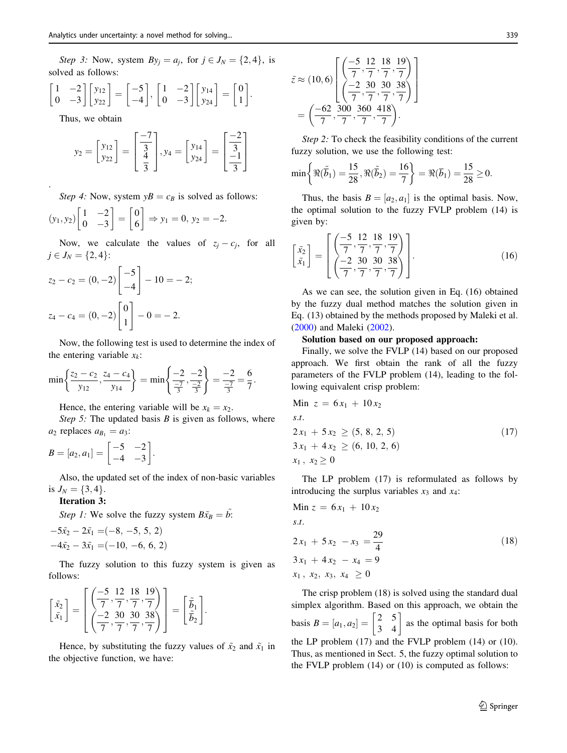*Step 3:* Now, system $By_j = a_j$, for $j \in J_N = \{2, 4\}$, is solved as follows:

$$\begin{bmatrix} 1 & -2 \\ 0 & -3 \end{bmatrix} \begin{bmatrix} y_{12} \\ y_{22} \end{bmatrix} = \begin{bmatrix} -5 \\ -4 \end{bmatrix}, \begin{bmatrix} 1 & -2 \\ 0 & -3 \end{bmatrix} \begin{bmatrix} y_{14} \\ y_{24} \end{bmatrix} = \begin{bmatrix} 0 \\ 1 \end{bmatrix}.$$

Thus, we obtain

$$y_2 = \begin{bmatrix} y_{12} \\ y_{22} \end{bmatrix} = \begin{bmatrix} \frac{-7}{3} \\ \frac{4}{3} \end{bmatrix}, y_4 = \begin{bmatrix} y_{14} \\ y_{24} \end{bmatrix} = \begin{bmatrix} \frac{-2}{3} \\ \frac{-1}{3} \end{bmatrix}$$

.

*Step 4:* Now, system $yB = c_B$ is solved as follows:

$$(y_1, y_2) \begin{bmatrix} 1 & -2 \\ 0 & -3 \end{bmatrix} = \begin{bmatrix} 0 \\ 6 \end{bmatrix} \Rightarrow y_1 = 0,\ y_2 = -2.$$

Now, we calculate the values of $z_j - c_j$, for all $j \in J_N = \{2, 4\}$:

$$z_2 - c_2 = (0, -2) \begin{bmatrix} -5 \\ -4 \end{bmatrix} - 10 = -2;$$

$$z_4 - c_4 = (0, -2) \begin{bmatrix} 0 \\ 1 \end{bmatrix} - 0 = -2.$$

Now, the following test is used to determine the index of the entering variable $x_k$:

$$\min\left\{ \frac{z_2 - c_2}{y_{12}}, \frac{z_4 - c_4}{y_{14}} \right\} = \min\left\{ \frac{-2}{\frac{-7}{3}}, \frac{-2}{\frac{-2}{3}} \right\} = \frac{-2}{\frac{-7}{3}} = \frac{6}{7}.$$

Hence, the entering variable will be $x_k = x_2$.

*Step 5:* The updated basis $B$ is given as follows, where $a_2$ replaces $a_{B_1} = a_3$:

$$B = [a_2, a_1] = \begin{bmatrix} -5 & -2 \\ -4 & -3 \end{bmatrix}.$$

Also, the updated set of the index of non-basic variables is $J_N = \{3, 4\}$.

**Iteration 3:**

*Step 1:* We solve the fuzzy system $B\tilde{x}_B = \tilde{b}$:

$$-5\tilde{x}_2 - 2\tilde{x}_1 = (-8, -5, 5, 2)$$
$$-4\tilde{x}_2 - 3\tilde{x}_1 = (-10, -6, 6, 2)$$

The fuzzy solution to this fuzzy system is given as follows:

$$\begin{bmatrix} \tilde{x}_2 \\ \tilde{x}_1 \end{bmatrix} = \begin{bmatrix} \left( \frac{-5}{7}, \frac{12}{7}, \frac{18}{7}, \frac{19}{7} \right) \\ \left( \frac{-2}{7}, \frac{30}{7}, \frac{30}{7}, \frac{38}{7} \right) \end{bmatrix} = \begin{bmatrix} \tilde{\bar{b}}_1 \\ \tilde{\bar{b}}_2 \end{bmatrix}.$$

Hence, by substituting the fuzzy values of $\tilde{x}_2$ and $\tilde{x}_1$ in the objective function, we have:

$$\tilde{z} \approx (10, 6) \begin{bmatrix} \left( \frac{-5}{7}, \frac{12}{7}, \frac{18}{7}, \frac{19}{7} \right) \\ \left( \frac{-2}{7}, \frac{30}{7}, \frac{30}{7}, \frac{38}{7} \right) \end{bmatrix}$$
$$= \left( \frac{-62}{7}, \frac{300}{7}, \frac{360}{7}, \frac{418}{7} \right).$$

*Step 2:* To check the feasibility conditions of the current fuzzy solution, we use the following test:

$$\min\left\{ \Re(\tilde{\bar{b}}_1) = \frac{15}{28}, \Re(\tilde{\bar{b}}_2) = \frac{16}{7} \right\} = \Re(\bar{b}_1) = \frac{15}{28} \geq 0.$$

Thus, the basis $B = [a_2, a_1]$ is the optimal basis. Now, the optimal solution to the fuzzy FVLP problem (14) is given by:

$$\begin{bmatrix} \tilde{x}_2 \\ \tilde{x}_1 \end{bmatrix} = \begin{bmatrix} \left( \frac{-5}{7}, \frac{12}{7}, \frac{18}{7}, \frac{19}{7} \right) \\ \left( \frac{-2}{7}, \frac{30}{7}, \frac{30}{7}, \frac{38}{7} \right) \end{bmatrix}. \tag{16}$$

As we can see, the solution given in Eq. (16) obtained by the fuzzy dual method matches the solution given in Eq. (13) obtained by the methods proposed by Maleki et al. (2000) and Maleki (2002).

**Solution based on our proposed approach:**

Finally, we solve the FVLP (14) based on our proposed approach. We first obtain the rank of all the fuzzy parameters of the FVLP problem (14), leading to the following equivalent crisp problem:

$$\begin{aligned} &\text{Min } z = 6x_1 + 10x_2 \\ &s.t. \\ &2x_1 + 5x_2 \geq (5,\ 8,\ 2,\ 5) \\ &3x_1 + 4x_2 \geq (6,\ 10,\ 2,\ 6) \\ &x_1,\ x_2 \geq 0 \end{aligned} \tag{17}$$

The LP problem (17) is reformulated as follows by introducing the surplus variables $x_3$ and $x_4$:

$$\begin{aligned} &\text{Min } z = 6x_1 + 10x_2 \\ &s.t. \\ &2x_1 + 5x_2 - x_3 = \frac{29}{4} \\ &3x_1 + 4x_2 - x_4 = 9 \\ &x_1,\ x_2,\ x_3,\ x_4 \geq 0 \end{aligned} \tag{18}$$

The crisp problem (18) is solved using the standard dual simplex algorithm. Based on this approach, we obtain the basis $B = [a_1, a_2] = \begin{bmatrix} 2 & 5 \\ 3 & 4 \end{bmatrix}$ as the optimal basis for both the LP problem (17) and the FVLP problem (14) or (10). Thus, as mentioned in Sect. 5, the fuzzy optimal solution to the FVLP problem (14) or (10) is computed as follows: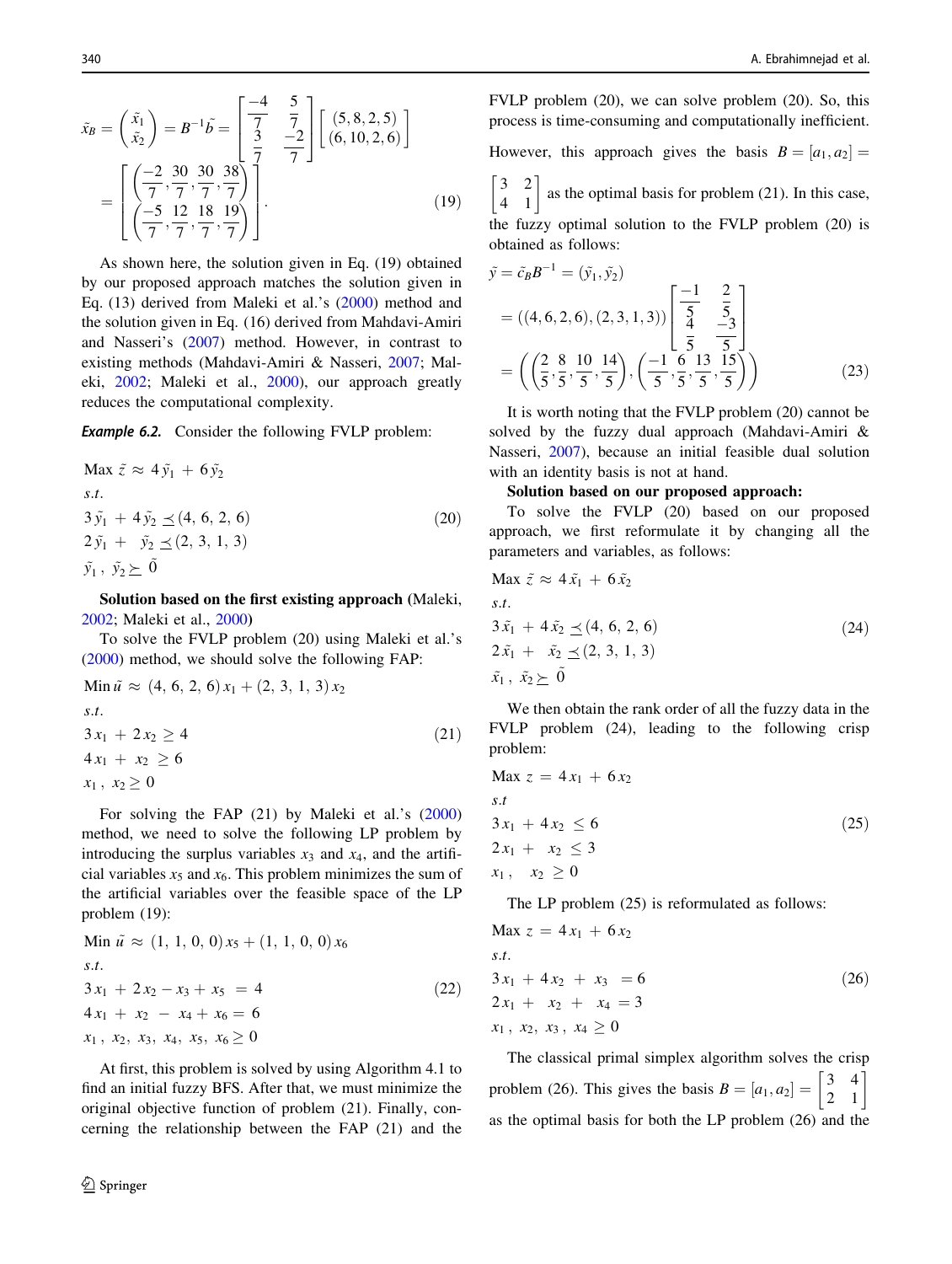$$\tilde{x}_B = \begin{pmatrix} \tilde{x}_1 \\ \tilde{x}_2 \end{pmatrix} = B^{-1}\tilde{b} = \begin{bmatrix} \frac{-4}{7} & \frac{5}{7} \\ \frac{3}{7} & \frac{-2}{7} \end{bmatrix} \begin{bmatrix} (5, 8, 2, 5) \\ (6, 10, 2, 6) \end{bmatrix} = \begin{bmatrix} \left(\frac{-2}{7}, \frac{30}{7}, \frac{30}{7}, \frac{38}{7}\right) \\ \left(\frac{-5}{7}, \frac{12}{7}, \frac{18}{7}, \frac{19}{7}\right) \end{bmatrix}. \tag{19}$$

As shown here, the solution given in Eq. (19) obtained by our proposed approach matches the solution given in Eq. (13) derived from Maleki et al.'s (2000) method and the solution given in Eq. (16) derived from Mahdavi-Amiri and Nasseri's (2007) method. However, in contrast to existing methods (Mahdavi-Amiri & Nasseri, 2007; Maleki, 2002; Maleki et al., 2000), our approach greatly reduces the computational complexity.

***Example 6.2.*** Consider the following FVLP problem:

$$\begin{aligned}
&\text{Max } \tilde{z} \approx 4\tilde{y}_1 + 6\tilde{y}_2 \\
&s.t. \\
&3\tilde{y}_1 + 4\tilde{y}_2 \preceq (4, 6, 2, 6) \\
&2\tilde{y}_1 + \tilde{y}_2 \preceq (2, 3, 1, 3) \\
&\tilde{y}_1, \tilde{y}_2 \succeq \tilde{0}
\end{aligned} \tag{20}$$

**Solution based on the first existing approach** (Maleki, 2002; Maleki et al., 2000)

To solve the FVLP problem (20) using Maleki et al.'s (2000) method, we should solve the following FAP:

$$\begin{aligned}
&\text{Min } \tilde{u} \approx (4, 6, 2, 6)x_1 + (2, 3, 1, 3)x_2 \\
&s.t. \\
&3x_1 + 2x_2 \geq 4 \\
&4x_1 + x_2 \geq 6 \\
&x_1, x_2 \geq 0
\end{aligned} \tag{21}$$

For solving the FAP (21) by Maleki et al.'s (2000) method, we need to solve the following LP problem by introducing the surplus variables $x_3$ and $x_4$, and the artificial variables $x_5$ and $x_6$. This problem minimizes the sum of the artificial variables over the feasible space of the LP problem (19):

$$\begin{aligned}
&\text{Min } \tilde{u} \approx (1, 1, 0, 0)x_5 + (1, 1, 0, 0)x_6 \\
&s.t. \\
&3x_1 + 2x_2 - x_3 + x_5 = 4 \\
&4x_1 + x_2 - x_4 + x_6 = 6 \\
&x_1, x_2, x_3, x_4, x_5, x_6 \geq 0
\end{aligned} \tag{22}$$

At first, this problem is solved by using Algorithm 4.1 to find an initial fuzzy BFS. After that, we must minimize the original objective function of problem (21). Finally, concerning the relationship between the FAP (21) and the FVLP problem (20), we can solve problem (20). So, this process is time-consuming and computationally inefficient.

However, this approach gives the basis $B = [a_1, a_2] = \begin{bmatrix} 3 & 2 \\ 4 & 1 \end{bmatrix}$ as the optimal basis for problem (21). In this case, the fuzzy optimal solution to the FVLP problem (20) is obtained as follows:

$$\begin{aligned}
\tilde{y} &= \tilde{c}_B B^{-1} = (\tilde{y}_1, \tilde{y}_2) \\
&= ((4, 6, 2, 6), (2, 3, 1, 3)) \begin{bmatrix} \frac{-1}{5} & \frac{2}{5} \\ \frac{4}{5} & \frac{-3}{5} \end{bmatrix} \\
&= \left( \left(\frac{2}{5}, \frac{8}{5}, \frac{10}{5}, \frac{14}{5}\right), \left(\frac{-1}{5}, \frac{6}{5}, \frac{13}{5}, \frac{15}{5}\right) \right)
\end{aligned} \tag{23}$$

It is worth noting that the FVLP problem (20) cannot be solved by the fuzzy dual approach (Mahdavi-Amiri & Nasseri, 2007), because an initial feasible dual solution with an identity basis is not at hand.

**Solution based on our proposed approach:**

To solve the FVLP (20) based on our proposed approach, we first reformulate it by changing all the parameters and variables, as follows:

$$\begin{aligned}
&\text{Max } \tilde{z} \approx 4\tilde{x}_1 + 6\tilde{x}_2 \\
&s.t. \\
&3\tilde{x}_1 + 4\tilde{x}_2 \preceq (4, 6, 2, 6) \\
&2\tilde{x}_1 + \tilde{x}_2 \preceq (2, 3, 1, 3) \\
&\tilde{x}_1, \tilde{x}_2 \succeq \tilde{0}
\end{aligned} \tag{24}$$

We then obtain the rank order of all the fuzzy data in the FVLP problem (24), leading to the following crisp problem:

$$\begin{aligned}
&\text{Max } z = 4x_1 + 6x_2 \\
&s.t \\
&3x_1 + 4x_2 \leq 6 \\
&2x_1 + x_2 \leq 3 \\
&x_1, x_2 \geq 0
\end{aligned} \tag{25}$$

The LP problem (25) is reformulated as follows:

$$\begin{aligned}
&\text{Max } z = 4x_1 + 6x_2 \\
&s.t. \\
&3x_1 + 4x_2 + x_3 = 6 \\
&2x_1 + x_2 + x_4 = 3 \\
&x_1, x_2, x_3, x_4 \geq 0
\end{aligned} \tag{26}$$

The classical primal simplex algorithm solves the crisp problem (26). This gives the basis $B = [a_1, a_2] = \begin{bmatrix} 3 & 4 \\ 2 & 1 \end{bmatrix}$ as the optimal basis for both the LP problem (26) and the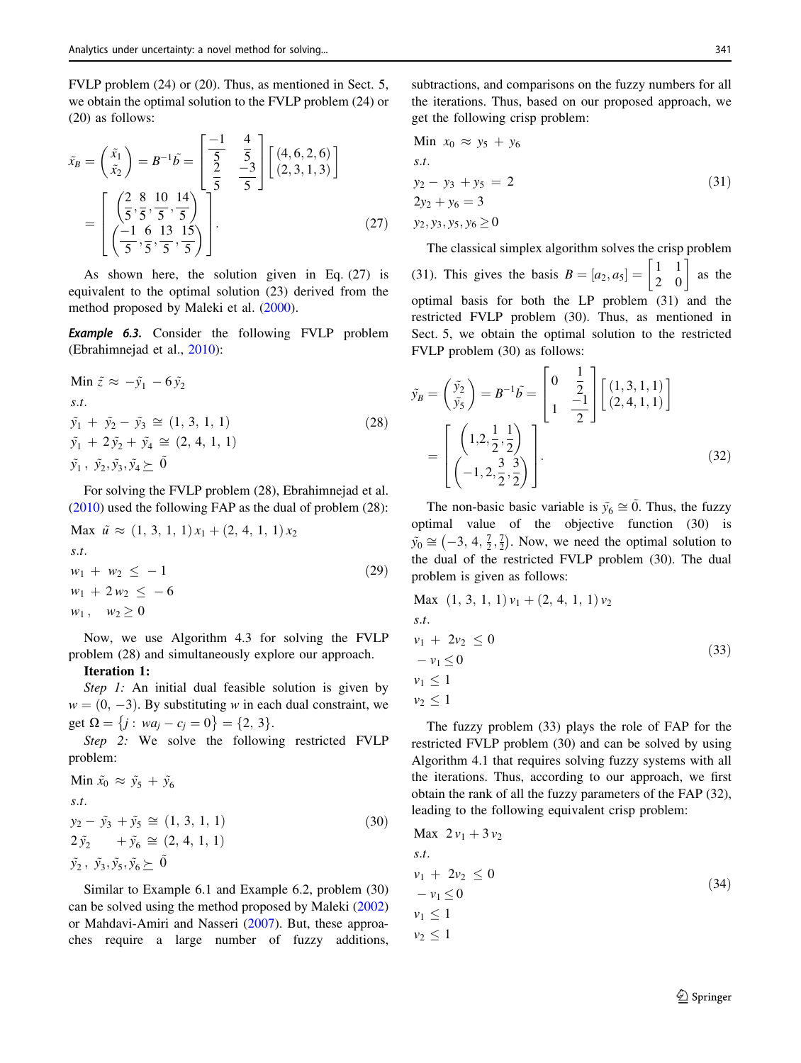FVLP problem (24) or (20). Thus, as mentioned in Sect. 5, we obtain the optimal solution to the FVLP problem (24) or (20) as follows:

$$\tilde{x}_B = \begin{pmatrix} \tilde{x}_1 \\ \tilde{x}_2 \end{pmatrix} = B^{-1}\tilde{b} = \begin{bmatrix} \frac{-1}{5} & \frac{4}{5} \\ \frac{2}{5} & \frac{-3}{5} \end{bmatrix} \begin{bmatrix} (4,6,2,6) \\ (2,3,1,3) \end{bmatrix} = \begin{bmatrix} \left(\frac{2}{5},\frac{8}{5},\frac{10}{5},\frac{14}{5}\right) \\ \left(\frac{-1}{5},\frac{6}{5},\frac{13}{5},\frac{15}{5}\right) \end{bmatrix}. \tag{27}$$

As shown here, the solution given in Eq. (27) is equivalent to the optimal solution (23) derived from the method proposed by Maleki et al. (2000).

***Example 6.3.*** Consider the following FVLP problem (Ebrahimnejad et al., 2010):

$$\begin{aligned}
&\text{Min } \tilde{z} \approx -\tilde{y}_1 - 6\tilde{y}_2 \\
&s.t. \\
&\tilde{y}_1 + \tilde{y}_2 - \tilde{y}_3 \cong (1, 3, 1, 1) \\
&\tilde{y}_1 + 2\tilde{y}_2 + \tilde{y}_4 \cong (2, 4, 1, 1) \\
&\tilde{y}_1, \tilde{y}_2, \tilde{y}_3, \tilde{y}_4 \succeq \tilde{0}
\end{aligned} \tag{28}$$

For solving the FVLP problem (28), Ebrahimnejad et al. (2010) used the following FAP as the dual of problem (28):

$$\begin{aligned}
&\text{Max } \tilde{u} \approx (1, 3, 1, 1)x_1 + (2, 4, 1, 1)x_2 \\
&s.t. \\
&w_1 + w_2 \le -1 \\
&w_1 + 2w_2 \le -6 \\
&w_1, \quad w_2 \ge 0
\end{aligned} \tag{29}$$

Now, we use Algorithm 4.3 for solving the FVLP problem (28) and simultaneously explore our approach.

**Iteration 1:**

*Step 1:* An initial dual feasible solution is given by $w = (0, -3)$. By substituting $w$ in each dual constraint, we get $\Omega = \{j : wa_j - c_j = 0\} = \{2, 3\}$.

*Step 2:* We solve the following restricted FVLP problem:

$$\begin{aligned}
&\text{Min } \tilde{x}_0 \approx \tilde{y}_5 + \tilde{y}_6 \\
&s.t. \\
&y_2 - \tilde{y}_3 + \tilde{y}_5 \cong (1, 3, 1, 1) \\
&2\tilde{y}_2 \quad + \tilde{y}_6 \cong (2, 4, 1, 1) \\
&\tilde{y}_2, \tilde{y}_3, \tilde{y}_5, \tilde{y}_6 \succeq \tilde{0}
\end{aligned} \tag{30}$$

Similar to Example 6.1 and Example 6.2, problem (30) can be solved using the method proposed by Maleki (2002) or Mahdavi-Amiri and Nasseri (2007). But, these approaches require a large number of fuzzy additions, subtractions, and comparisons on the fuzzy numbers for all the iterations. Thus, based on our proposed approach, we get the following crisp problem:

$$\begin{aligned}
&\text{Min } x_0 \approx y_5 + y_6 \\
&s.t. \\
&y_2 - y_3 + y_5 = 2 \\
&2y_2 + y_6 = 3 \\
&y_2, y_3, y_5, y_6 \ge 0
\end{aligned} \tag{31}$$

The classical simplex algorithm solves the crisp problem (31). This gives the basis $B = [a_2, a_5] = \begin{bmatrix} 1 & 1 \\ 2 & 0 \end{bmatrix}$ as the optimal basis for both the LP problem (31) and the restricted FVLP problem (30). Thus, as mentioned in Sect. 5, we obtain the optimal solution to the restricted FVLP problem (30) as follows:

$$\tilde{y}_B = \begin{pmatrix} \tilde{y}_2 \\ \tilde{y}_5 \end{pmatrix} = B^{-1}\tilde{b} = \begin{bmatrix} 0 & \frac{1}{2} \\ 1 & \frac{-1}{2} \end{bmatrix} \begin{bmatrix} (1,3,1,1) \\ (2,4,1,1) \end{bmatrix} = \begin{bmatrix} \left(1,2,\frac{1}{2},\frac{1}{2}\right) \\ \left(-1,2,\frac{3}{2},\frac{3}{2}\right) \end{bmatrix}. \tag{32}$$

The non-basic basic variable is $\tilde{y}_6 \cong \tilde{0}$. Thus, the fuzzy optimal value of the objective function (30) is $\tilde{y}_0 \cong \left(-3, 4, \frac{7}{2}, \frac{7}{2}\right)$. Now, we need the optimal solution to the dual of the restricted FVLP problem (30). The dual problem is given as follows:

$$\begin{aligned}
&\text{Max } (1, 3, 1, 1)v_1 + (2, 4, 1, 1)v_2 \\
&s.t. \\
&v_1 + 2v_2 \le 0 \\
&-v_1 \le 0 \\
&v_1 \le 1 \\
&v_2 \le 1
\end{aligned} \tag{33}$$

The fuzzy problem (33) plays the role of FAP for the restricted FVLP problem (30) and can be solved by using Algorithm 4.1 that requires solving fuzzy systems with all the iterations. Thus, according to our approach, we first obtain the rank of all the fuzzy parameters of the FAP (32), leading to the following equivalent crisp problem:

$$\begin{aligned}
&\text{Max } 2v_1 + 3v_2 \\
&s.t. \\
&v_1 + 2v_2 \le 0 \\
&-v_1 \le 0 \\
&v_1 \le 1 \\
&v_2 \le 1
\end{aligned} \tag{34}$$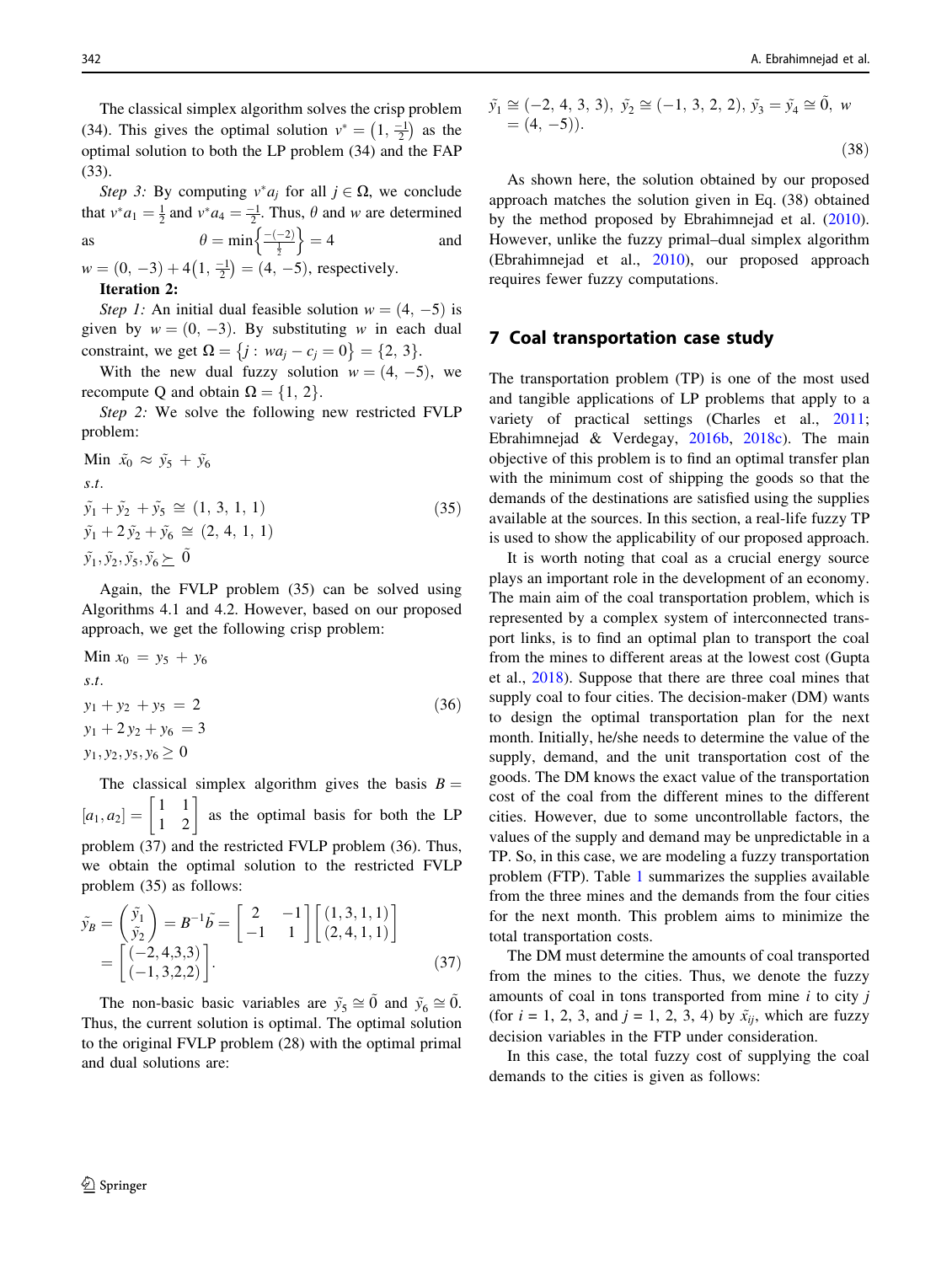The classical simplex algorithm solves the crisp problem (34). This gives the optimal solution $v^* = \left(1, \frac{-1}{2}\right)$ as the optimal solution to both the LP problem (34) and the FAP (33).

*Step 3:* By computing $v^* a_j$ for all $j \in \Omega$, we conclude that $v^* a_1 = \frac{1}{2}$ and $v^* a_4 = \frac{-1}{2}$. Thus, $\theta$ and $w$ are determined as $\theta = \min\left\{\frac{-(-2)}{\frac{1}{2}}\right\} = 4$ and $w = (0, -3) + 4\left(1, \frac{-1}{2}\right) = (4, -5)$, respectively.

**Iteration 2:**

*Step 1:* An initial dual feasible solution $w = (4, -5)$ is given by $w = (0, -3)$. By substituting $w$ in each dual constraint, we get $\Omega = \{j : wa_j - c_j = 0\} = \{2, 3\}$.

With the new dual fuzzy solution $w = (4, -5)$, we recompute Q and obtain $\Omega = \{1, 2\}$.

*Step 2:* We solve the following new restricted FVLP problem:

$$
\begin{aligned}
&\text{Min } \tilde{x}_0 \approx \tilde{y}_5 + \tilde{y}_6 \\
&s.t. \\
&\tilde{y}_1 + \tilde{y}_2 + \tilde{y}_5 \cong (1, 3, 1, 1) \\
&\tilde{y}_1 + 2\tilde{y}_2 + \tilde{y}_6 \cong (2, 4, 1, 1) \\
&\tilde{y}_1, \tilde{y}_2, \tilde{y}_5, \tilde{y}_6 \succeq \tilde{0}
\end{aligned}
\tag{35}
$$

Again, the FVLP problem (35) can be solved using Algorithms 4.1 and 4.2. However, based on our proposed approach, we get the following crisp problem:

$$
\begin{aligned}
&\text{Min } x_0 = y_5 + y_6 \\
&s.t. \\
&y_1 + y_2 + y_5 = 2 \\
&y_1 + 2y_2 + y_6 = 3 \\
&y_1, y_2, y_5, y_6 \geq 0
\end{aligned}
\tag{36}
$$

The classical simplex algorithm gives the basis $B = [a_1, a_2] = \begin{bmatrix} 1 & 1 \\ 1 & 2 \end{bmatrix}$ as the optimal basis for both the LP problem (37) and the restricted FVLP problem (36). Thus, we obtain the optimal solution to the restricted FVLP problem (35) as follows:

$$
\tilde{y}_B = \begin{pmatrix} \tilde{y}_1 \\ \tilde{y}_2 \end{pmatrix} = B^{-1}\tilde{b} = \begin{bmatrix} 2 & -1 \\ -1 & 1 \end{bmatrix} \begin{bmatrix} (1, 3, 1, 1) \\ (2, 4, 1, 1) \end{bmatrix} = \begin{bmatrix} (-2, 4, 3, 3) \\ (-1, 3, 2, 2) \end{bmatrix}.
\tag{37}
$$

The non-basic basic variables are $\tilde{y}_5 \cong \tilde{0}$ and $\tilde{y}_6 \cong \tilde{0}$. Thus, the current solution is optimal. The optimal solution to the original FVLP problem (28) with the optimal primal and dual solutions are:

$$
\tilde{y}_1 \cong (-2, 4, 3, 3),\ \tilde{y}_2 \cong (-1, 3, 2, 2),\ \tilde{y}_3 = \tilde{y}_4 \cong \tilde{0},\ w = (4, -5)).
\tag{38}
$$

As shown here, the solution obtained by our proposed approach matches the solution given in Eq. (38) obtained by the method proposed by Ebrahimnejad et al. (2010). However, unlike the fuzzy primal–dual simplex algorithm (Ebrahimnejad et al., 2010), our proposed approach requires fewer fuzzy computations.

## 7 Coal transportation case study

The transportation problem (TP) is one of the most used and tangible applications of LP problems that apply to a variety of practical settings (Charles et al., 2011; Ebrahimnejad & Verdegay, 2016b, 2018c). The main objective of this problem is to find an optimal transfer plan with the minimum cost of shipping the goods so that the demands of the destinations are satisfied using the supplies available at the sources. In this section, a real-life fuzzy TP is used to show the applicability of our proposed approach.

It is worth noting that coal as a crucial energy source plays an important role in the development of an economy. The main aim of the coal transportation problem, which is represented by a complex system of interconnected transport links, is to find an optimal plan to transport the coal from the mines to different areas at the lowest cost (Gupta et al., 2018). Suppose that there are three coal mines that supply coal to four cities. The decision-maker (DM) wants to design the optimal transportation plan for the next month. Initially, he/she needs to determine the value of the supply, demand, and the unit transportation cost of the goods. The DM knows the exact value of the transportation cost of the coal from the different mines to the different cities. However, due to some uncontrollable factors, the values of the supply and demand may be unpredictable in a TP. So, in this case, we are modeling a fuzzy transportation problem (FTP). Table 1 summarizes the supplies available from the three mines and the demands from the four cities for the next month. This problem aims to minimize the total transportation costs.

The DM must determine the amounts of coal transported from the mines to the cities. Thus, we denote the fuzzy amounts of coal in tons transported from mine $i$ to city $j$ (for $i$ = 1, 2, 3, and $j$ = 1, 2, 3, 4) by $\tilde{x}_{ij}$, which are fuzzy decision variables in the FTP under consideration.

In this case, the total fuzzy cost of supplying the coal demands to the cities is given as follows: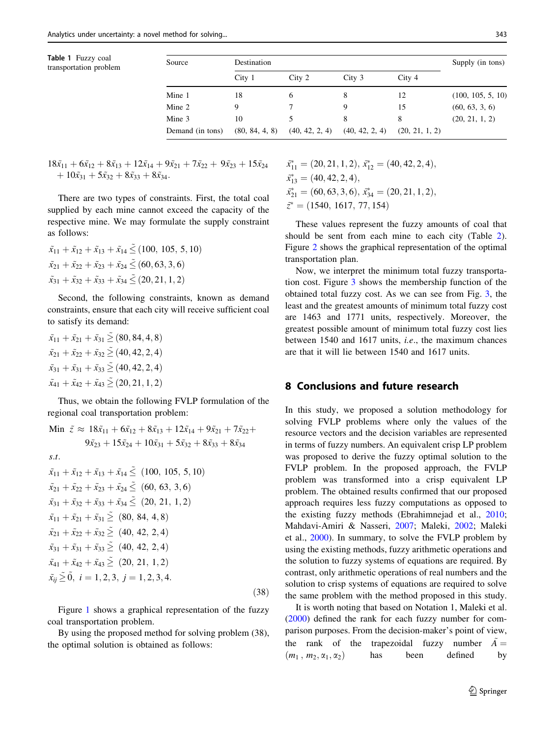**Table 1** Fuzzy coal transportation problem

| Source | Destination | | | | Supply (in tons) |
|---|---|---|---|---|---|
| | City 1 | City 2 | City 3 | City 4 | |
| Mine 1 | 18 | 6 | 8 | 12 | (100, 105, 5, 10) |
| Mine 2 | 9 | 7 | 9 | 15 | (60, 63, 3, 6) |
| Mine 3 | 10 | 5 | 8 | 8 | (20, 21, 1, 2) |
| Demand (in tons) | (80, 84, 4, 8) | (40, 42, 2, 4) | (40, 42, 2, 4) | (20, 21, 1, 2) | |

$$18\tilde{x}_{11} + 6\tilde{x}_{12} + 8\tilde{x}_{13} + 12\tilde{x}_{14} + 9\tilde{x}_{21} + 7\tilde{x}_{22} + 9\tilde{x}_{23} + 15\tilde{x}_{24} + 10\tilde{x}_{31} + 5\tilde{x}_{32} + 8\tilde{x}_{33} + 8\tilde{x}_{34}.$$

There are two types of constraints. First, the total coal supplied by each mine cannot exceed the capacity of the respective mine. We may formulate the supply constraint as follows:

$$\tilde{x}_{11} + \tilde{x}_{12} + \tilde{x}_{13} + \tilde{x}_{14} \precsim (100, 105, 5, 10)$$
$$\tilde{x}_{21} + \tilde{x}_{22} + \tilde{x}_{23} + \tilde{x}_{24} \precsim (60, 63, 3, 6)$$
$$\tilde{x}_{31} + \tilde{x}_{32} + \tilde{x}_{33} + \tilde{x}_{34} \precsim (20, 21, 1, 2)$$

Second, the following constraints, known as demand constraints, ensure that each city will receive sufficient coal to satisfy its demand:

$$\tilde{x}_{11} + \tilde{x}_{21} + \tilde{x}_{31} \succsim (80, 84, 4, 8)$$
$$\tilde{x}_{21} + \tilde{x}_{22} + \tilde{x}_{32} \succsim (40, 42, 2, 4)$$
$$\tilde{x}_{31} + \tilde{x}_{31} + \tilde{x}_{33} \succsim (40, 42, 2, 4)$$
$$\tilde{x}_{41} + \tilde{x}_{42} + \tilde{x}_{43} \succsim (20, 21, 1, 2)$$

Thus, we obtain the following FVLP formulation of the regional coal transportation problem:

$$\begin{aligned}
\text{Min } \tilde{z} \approx\ & 18\tilde{x}_{11} + 6\tilde{x}_{12} + 8\tilde{x}_{13} + 12\tilde{x}_{14} + 9\tilde{x}_{21} + 7\tilde{x}_{22} + \\
& 9\tilde{x}_{23} + 15\tilde{x}_{24} + 10\tilde{x}_{31} + 5\tilde{x}_{32} + 8\tilde{x}_{33} + 8\tilde{x}_{34} \\
s.t.\ & \\
& \tilde{x}_{11} + \tilde{x}_{12} + \tilde{x}_{13} + \tilde{x}_{14} \precsim (100,\ 105,\ 5, 10) \\
& \tilde{x}_{21} + \tilde{x}_{22} + \tilde{x}_{23} + \tilde{x}_{24} \precsim (60,\ 63,\ 3, 6) \\
& \tilde{x}_{31} + \tilde{x}_{32} + \tilde{x}_{33} + \tilde{x}_{34} \precsim (20,\ 21,\ 1, 2) \\
& \tilde{x}_{11} + \tilde{x}_{21} + \tilde{x}_{31} \succsim (80,\ 84,\ 4, 8) \\
& \tilde{x}_{21} + \tilde{x}_{22} + \tilde{x}_{32} \succsim (40,\ 42,\ 2, 4) \\
& \tilde{x}_{31} + \tilde{x}_{31} + \tilde{x}_{33} \succsim (40,\ 42,\ 2, 4) \\
& \tilde{x}_{41} + \tilde{x}_{42} + \tilde{x}_{43} \succsim (20,\ 21,\ 1, 2) \\
& \tilde{x}_{ij} \succsim \tilde{0},\ i = 1, 2, 3,\ j = 1, 2, 3, 4.
\end{aligned} \tag{38}$$

Figure 1 shows a graphical representation of the fuzzy coal transportation problem.

By using the proposed method for solving problem (38), the optimal solution is obtained as follows:

$$\tilde{x}^*_{11} = (20, 21, 1, 2),\ \tilde{x}^*_{12} = (40, 42, 2, 4),$$
$$\tilde{x}^*_{13} = (40, 42, 2, 4),$$
$$\tilde{x}^*_{21} = (60, 63, 3, 6),\ \tilde{x}^*_{34} = (20, 21, 1, 2),$$
$$\tilde{z}^* = (1540,\ 1617,\ 77, 154)$$

These values represent the fuzzy amounts of coal that should be sent from each mine to each city (Table 2). Figure 2 shows the graphical representation of the optimal transportation plan.

Now, we interpret the minimum total fuzzy transportation cost. Figure 3 shows the membership function of the obtained total fuzzy cost. As we can see from Fig. 3, the least and the greatest amounts of minimum total fuzzy cost are 1463 and 1771 units, respectively. Moreover, the greatest possible amount of minimum total fuzzy cost lies between 1540 and 1617 units, *i.e*., the maximum chances are that it will lie between 1540 and 1617 units.

## 8 Conclusions and future research

In this study, we proposed a solution methodology for solving FVLP problems where only the values of the resource vectors and the decision variables are represented in terms of fuzzy numbers. An equivalent crisp LP problem was proposed to derive the fuzzy optimal solution to the FVLP problem. In the proposed approach, the FVLP problem was transformed into a crisp equivalent LP problem. The obtained results confirmed that our proposed approach requires less fuzzy computations as opposed to the existing fuzzy methods (Ebrahimnejad et al., 2010; Mahdavi-Amiri & Nasseri, 2007; Maleki, 2002; Maleki et al., 2000). In summary, to solve the FVLP problem by using the existing methods, fuzzy arithmetic operations and the solution to fuzzy systems of equations are required. By contrast, only arithmetic operations of real numbers and the solution to crisp systems of equations are required to solve the same problem with the method proposed in this study.

It is worth noting that based on Notation 1, Maleki et al. (2000) defined the rank for each fuzzy number for comparison purposes. From the decision-maker's point of view, the rank of the trapezoidal fuzzy number $\tilde{A} = (m_1, m_2, \alpha_1, \alpha_2)$ has been defined by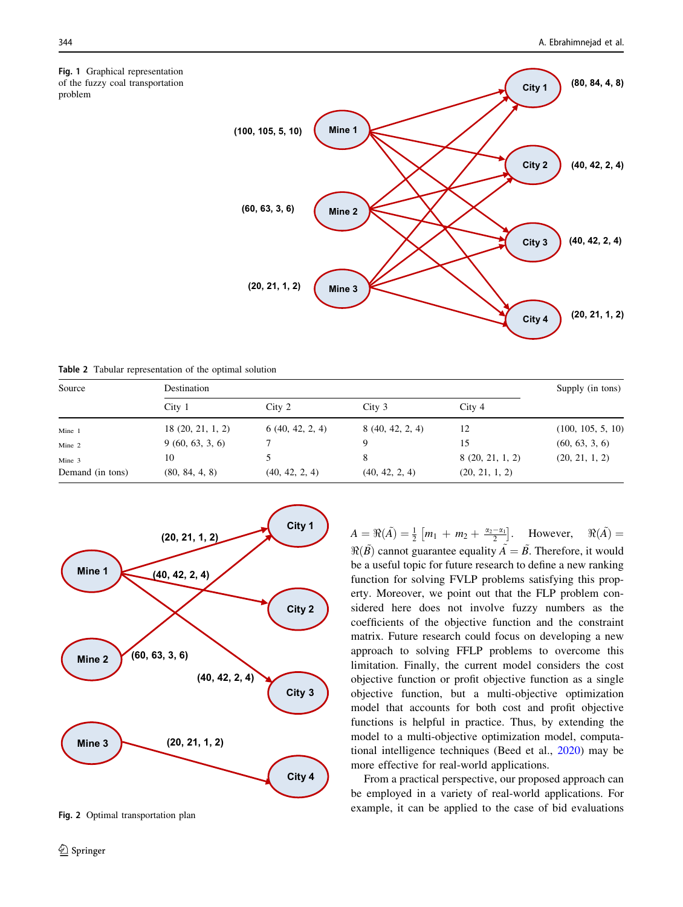Fig. 1 Graphical representation of the fuzzy coal transportation problem

Table 2 Tabular representation of the optimal solution

| Source | Destination | | | | Supply (in tons) |
|---|---|---|---|---|---|
| | City 1 | City 2 | City 3 | City 4 | |
| Mine 1 | 18 (20, 21, 1, 2) | 6 (40, 42, 2, 4) | 8 (40, 42, 2, 4) | 12 | (100, 105, 5, 10) |
| Mine 2 | 9 (60, 63, 3, 6) | 7 | 9 | 15 | (60, 63, 3, 6) |
| Mine 3 | 10 | 5 | 8 | 8 (20, 21, 1, 2) | (20, 21, 1, 2) |
| Demand (in tons) | (80, 84, 4, 8) | (40, 42, 2, 4) | (40, 42, 2, 4) | (20, 21, 1, 2) | |

Fig. 2 Optimal transportation plan

$A = \Re(\tilde{A}) = \frac{1}{2}\left[m_1 + m_2 + \frac{\alpha_2 - \alpha_1}{2}\right]$. However, $\Re(\tilde{A}) = \Re(\tilde{B})$ cannot guarantee equality $\tilde{A} = \tilde{B}$. Therefore, it would be a useful topic for future research to define a new ranking function for solving FVLP problems satisfying this property. Moreover, we point out that the FLP problem considered here does not involve fuzzy numbers as the coefficients of the objective function and the constraint matrix. Future research could focus on developing a new approach to solving FFLP problems to overcome this limitation. Finally, the current model considers the cost objective function or profit objective function as a single objective function, but a multi-objective optimization model that accounts for both cost and profit objective functions is helpful in practice. Thus, by extending the model to a multi-objective optimization model, computational intelligence techniques (Beed et al., 2020) may be more effective for real-world applications.

From a practical perspective, our proposed approach can be employed in a variety of real-world applications. For example, it can be applied to the case of bid evaluations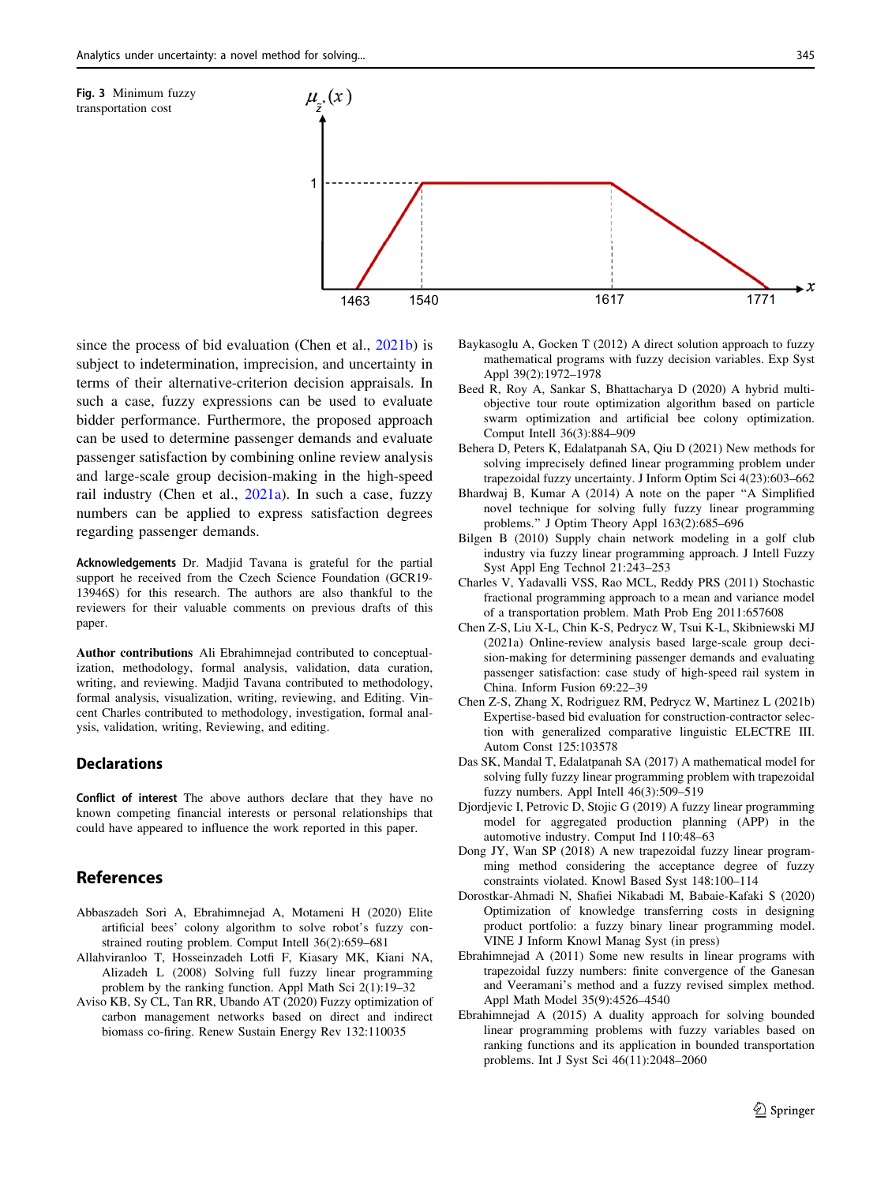Fig. 3 Minimum fuzzy transportation cost

since the process of bid evaluation (Chen et al., 2021b) is subject to indetermination, imprecision, and uncertainty in terms of their alternative-criterion decision appraisals. In such a case, fuzzy expressions can be used to evaluate bidder performance. Furthermore, the proposed approach can be used to determine passenger demands and evaluate passenger satisfaction by combining online review analysis and large-scale group decision-making in the high-speed rail industry (Chen et al., 2021a). In such a case, fuzzy numbers can be applied to express satisfaction degrees regarding passenger demands.

**Acknowledgements** Dr. Madjid Tavana is grateful for the partial support he received from the Czech Science Foundation (GCR19-13946S) for this research. The authors are also thankful to the reviewers for their valuable comments on previous drafts of this paper.

**Author contributions** Ali Ebrahimnejad contributed to conceptualization, methodology, formal analysis, validation, data curation, writing, and reviewing. Madjid Tavana contributed to methodology, formal analysis, visualization, writing, reviewing, and Editing. Vincent Charles contributed to methodology, investigation, formal analysis, validation, writing, Reviewing, and editing.

## Declarations

**Conflict of interest** The above authors declare that they have no known competing financial interests or personal relationships that could have appeared to influence the work reported in this paper.

## References

Abbaszadeh Sori A, Ebrahimnejad A, Motameni H (2020) Elite artificial bees' colony algorithm to solve robot's fuzzy constrained routing problem. Comput Intell 36(2):659–681

Allahviranloo T, Hosseinzadeh Lotfi F, Kiasary MK, Kiani NA, Alizadeh L (2008) Solving full fuzzy linear programming problem by the ranking function. Appl Math Sci 2(1):19–32

Aviso KB, Sy CL, Tan RR, Ubando AT (2020) Fuzzy optimization of carbon management networks based on direct and indirect biomass co-firing. Renew Sustain Energy Rev 132:110035

Baykasoglu A, Gocken T (2012) A direct solution approach to fuzzy mathematical programs with fuzzy decision variables. Exp Syst Appl 39(2):1972–1978

Beed R, Roy A, Sankar S, Bhattacharya D (2020) A hybrid multi-objective tour route optimization algorithm based on particle swarm optimization and artificial bee colony optimization. Comput Intell 36(3):884–909

Behera D, Peters K, Edalatpanah SA, Qiu D (2021) New methods for solving imprecisely defined linear programming problem under trapezoidal fuzzy uncertainty. J Inform Optim Sci 4(23):603–662

Bhardwaj B, Kumar A (2014) A note on the paper "A Simplified novel technique for solving fully fuzzy linear programming problems." J Optim Theory Appl 163(2):685–696

Bilgen B (2010) Supply chain network modeling in a golf club industry via fuzzy linear programming approach. J Intell Fuzzy Syst Appl Eng Technol 21:243–253

Charles V, Yadavalli VSS, Rao MCL, Reddy PRS (2011) Stochastic fractional programming approach to a mean and variance model of a transportation problem. Math Prob Eng 2011:657608

Chen Z-S, Liu X-L, Chin K-S, Pedrycz W, Tsui K-L, Skibniewski MJ (2021a) Online-review analysis based large-scale group decision-making for determining passenger demands and evaluating passenger satisfaction: case study of high-speed rail system in China. Inform Fusion 69:22–39

Chen Z-S, Zhang X, Rodriguez RM, Pedrycz W, Martinez L (2021b) Expertise-based bid evaluation for construction-contractor selection with generalized comparative linguistic ELECTRE III. Autom Const 125:103578

Das SK, Mandal T, Edalatpanah SA (2017) A mathematical model for solving fully fuzzy linear programming problem with trapezoidal fuzzy numbers. Appl Intell 46(3):509–519

Djordjevic I, Petrovic D, Stojic G (2019) A fuzzy linear programming model for aggregated production planning (APP) in the automotive industry. Comput Ind 110:48–63

Dong JY, Wan SP (2018) A new trapezoidal fuzzy linear programming method considering the acceptance degree of fuzzy constraints violated. Knowl Based Syst 148:100–114

Dorostkar-Ahmadi N, Shafiei Nikabadi M, Babaie-Kafaki S (2020) Optimization of knowledge transferring costs in designing product portfolio: a fuzzy binary linear programming model. VINE J Inform Knowl Manag Syst (in press)

Ebrahimnejad A (2011) Some new results in linear programs with trapezoidal fuzzy numbers: finite convergence of the Ganesan and Veeramani's method and a fuzzy revised simplex method. Appl Math Model 35(9):4526–4540

Ebrahimnejad A (2015) A duality approach for solving bounded linear programming problems with fuzzy variables based on ranking functions and its application in bounded transportation problems. Int J Syst Sci 46(11):2048–2060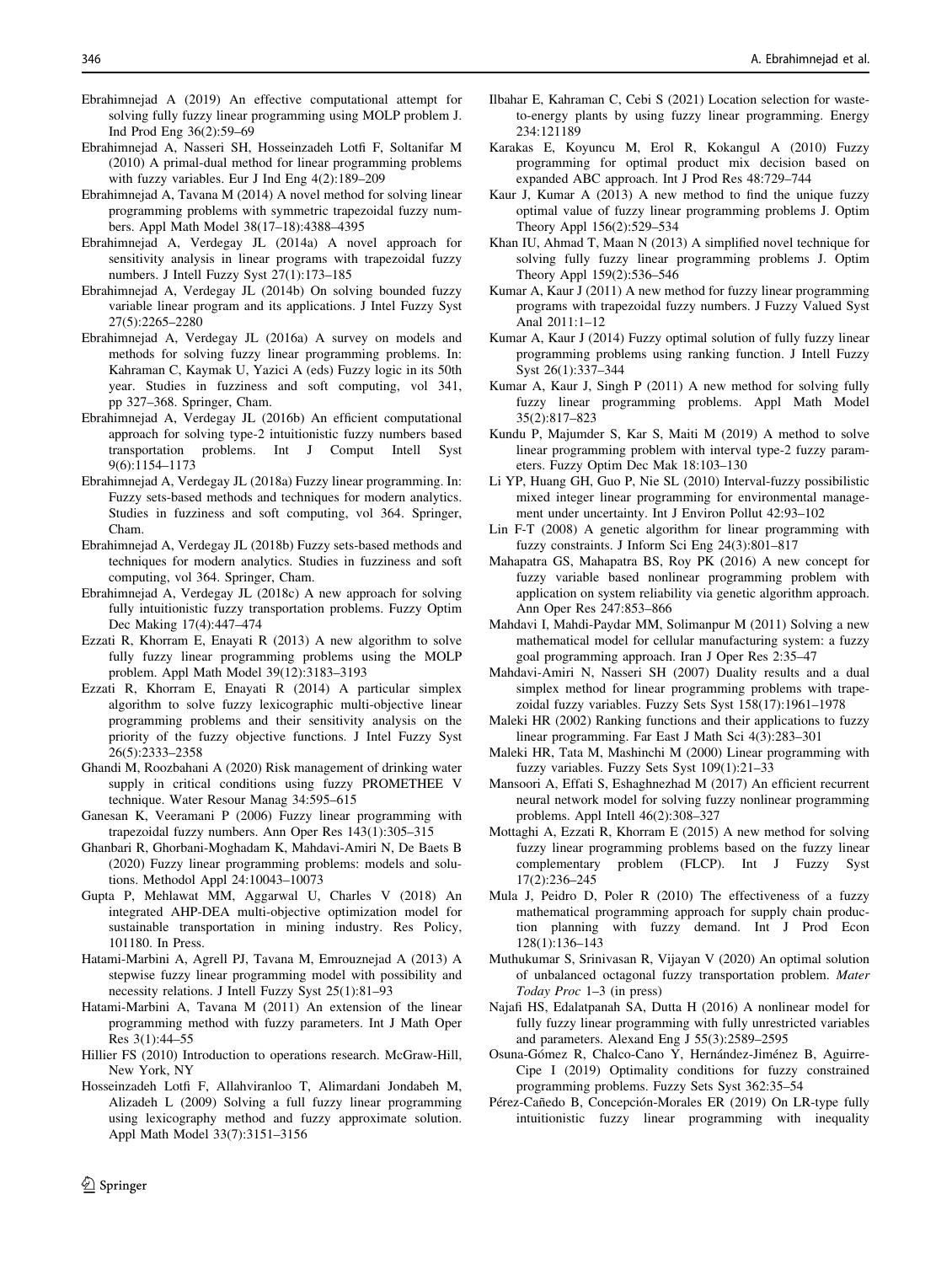Ebrahimnejad A (2019) An effective computational attempt for solving fully fuzzy linear programming using MOLP problem J. Ind Prod Eng 36(2):59–69

Ebrahimnejad A, Nasseri SH, Hosseinzadeh Lotfi F, Soltanifar M (2010) A primal-dual method for linear programming problems with fuzzy variables. Eur J Ind Eng 4(2):189–209

Ebrahimnejad A, Tavana M (2014) A novel method for solving linear programming problems with symmetric trapezoidal fuzzy numbers. Appl Math Model 38(17–18):4388–4395

Ebrahimnejad A, Verdegay JL (2014a) A novel approach for sensitivity analysis in linear programs with trapezoidal fuzzy numbers. J Intell Fuzzy Syst 27(1):173–185

Ebrahimnejad A, Verdegay JL (2014b) On solving bounded fuzzy variable linear program and its applications. J Intel Fuzzy Syst 27(5):2265–2280

Ebrahimnejad A, Verdegay JL (2016a) A survey on models and methods for solving fuzzy linear programming problems. In: Kahraman C, Kaymak U, Yazici A (eds) Fuzzy logic in its 50th year. Studies in fuzziness and soft computing, vol 341, pp 327–368. Springer, Cham.

Ebrahimnejad A, Verdegay JL (2016b) An efficient computational approach for solving type-2 intuitionistic fuzzy numbers based transportation problems. Int J Comput Intell Syst 9(6):1154–1173

Ebrahimnejad A, Verdegay JL (2018a) Fuzzy linear programming. In: Fuzzy sets-based methods and techniques for modern analytics. Studies in fuzziness and soft computing, vol 364. Springer, Cham.

Ebrahimnejad A, Verdegay JL (2018b) Fuzzy sets-based methods and techniques for modern analytics. Studies in fuzziness and soft computing, vol 364. Springer, Cham.

Ebrahimnejad A, Verdegay JL (2018c) A new approach for solving fully intuitionistic fuzzy transportation problems. Fuzzy Optim Dec Making 17(4):447–474

Ezzati R, Khorram E, Enayati R (2013) A new algorithm to solve fully fuzzy linear programming problems using the MOLP problem. Appl Math Model 39(12):3183–3193

Ezzati R, Khorram E, Enayati R (2014) A particular simplex algorithm to solve fuzzy lexicographic multi-objective linear programming problems and their sensitivity analysis on the priority of the fuzzy objective functions. J Intel Fuzzy Syst 26(5):2333–2358

Ghandi M, Roozbahani A (2020) Risk management of drinking water supply in critical conditions using fuzzy PROMETHEE V technique. Water Resour Manag 34:595–615

Ganesan K, Veeramani P (2006) Fuzzy linear programming with trapezoidal fuzzy numbers. Ann Oper Res 143(1):305–315

Ghanbari R, Ghorbani-Moghadam K, Mahdavi-Amiri N, De Baets B (2020) Fuzzy linear programming problems: models and solutions. Methodol Appl 24:10043–10073

Gupta P, Mehlawat MM, Aggarwal U, Charles V (2018) An integrated AHP-DEA multi-objective optimization model for sustainable transportation in mining industry. Res Policy, 101180. In Press.

Hatami-Marbini A, Agrell PJ, Tavana M, Emrouznejad A (2013) A stepwise fuzzy linear programming model with possibility and necessity relations. J Intell Fuzzy Syst 25(1):81–93

Hatami-Marbini A, Tavana M (2011) An extension of the linear programming method with fuzzy parameters. Int J Math Oper Res 3(1):44–55

Hillier FS (2010) Introduction to operations research. McGraw-Hill, New York, NY

Hosseinzadeh Lotfi F, Allahviranloo T, Alimardani Jondabeh M, Alizadeh L (2009) Solving a full fuzzy linear programming using lexicography method and fuzzy approximate solution. Appl Math Model 33(7):3151–3156

Ilbahar E, Kahraman C, Cebi S (2021) Location selection for waste-to-energy plants by using fuzzy linear programming. Energy 234:121189

Karakas E, Koyuncu M, Erol R, Kokangul A (2010) Fuzzy programming for optimal product mix decision based on expanded ABC approach. Int J Prod Res 48:729–744

Kaur J, Kumar A (2013) A new method to find the unique fuzzy optimal value of fuzzy linear programming problems J. Optim Theory Appl 156(2):529–534

Khan IU, Ahmad T, Maan N (2013) A simplified novel technique for solving fully fuzzy linear programming problems J. Optim Theory Appl 159(2):536–546

Kumar A, Kaur J (2011) A new method for fuzzy linear programming programs with trapezoidal fuzzy numbers. J Fuzzy Valued Syst Anal 2011:1–12

Kumar A, Kaur J (2014) Fuzzy optimal solution of fully fuzzy linear programming problems using ranking function. J Intell Fuzzy Syst 26(1):337–344

Kumar A, Kaur J, Singh P (2011) A new method for solving fully fuzzy linear programming problems. Appl Math Model 35(2):817–823

Kundu P, Majumder S, Kar S, Maiti M (2019) A method to solve linear programming problem with interval type-2 fuzzy parameters. Fuzzy Optim Dec Mak 18:103–130

Li YP, Huang GH, Guo P, Nie SL (2010) Interval-fuzzy possibilistic mixed integer linear programming for environmental management under uncertainty. Int J Environ Pollut 42:93–102

Lin F-T (2008) A genetic algorithm for linear programming with fuzzy constraints. J Inform Sci Eng 24(3):801–817

Mahapatra GS, Mahapatra BS, Roy PK (2016) A new concept for fuzzy variable based nonlinear programming problem with application on system reliability via genetic algorithm approach. Ann Oper Res 247:853–866

Mahdavi I, Mahdi-Paydar MM, Solimanpur M (2011) Solving a new mathematical model for cellular manufacturing system: a fuzzy goal programming approach. Iran J Oper Res 2:35–47

Mahdavi-Amiri N, Nasseri SH (2007) Duality results and a dual simplex method for linear programming problems with trapezoidal fuzzy variables. Fuzzy Sets Syst 158(17):1961–1978

Maleki HR (2002) Ranking functions and their applications to fuzzy linear programming. Far East J Math Sci 4(3):283–301

Maleki HR, Tata M, Mashinchi M (2000) Linear programming with fuzzy variables. Fuzzy Sets Syst 109(1):21–33

Mansoori A, Effati S, Eshaghnezhad M (2017) An efficient recurrent neural network model for solving fuzzy nonlinear programming problems. Appl Intell 46(2):308–327

Mottaghi A, Ezzati R, Khorram E (2015) A new method for solving fuzzy linear programming problems based on the fuzzy linear complementary problem (FLCP). Int J Fuzzy Syst 17(2):236–245

Mula J, Peidro D, Poler R (2010) The effectiveness of a fuzzy mathematical programming approach for supply chain production planning with fuzzy demand. Int J Prod Econ 128(1):136–143

Muthukumar S, Srinivasan R, Vijayan V (2020) An optimal solution of unbalanced octagonal fuzzy transportation problem. *Mater Today Proc* 1–3 (in press)

Najafi HS, Edalatpanah SA, Dutta H (2016) A nonlinear model for fully fuzzy linear programming with fully unrestricted variables and parameters. Alexand Eng J 55(3):2589–2595

Osuna-Gómez R, Chalco-Cano Y, Hernández-Jiménez B, Aguirre-Cipe I (2019) Optimality conditions for fuzzy constrained programming problems. Fuzzy Sets Syst 362:35–54

Pérez-Cañedo B, Concepción-Morales ER (2019) On LR-type fully intuitionistic fuzzy linear programming with inequality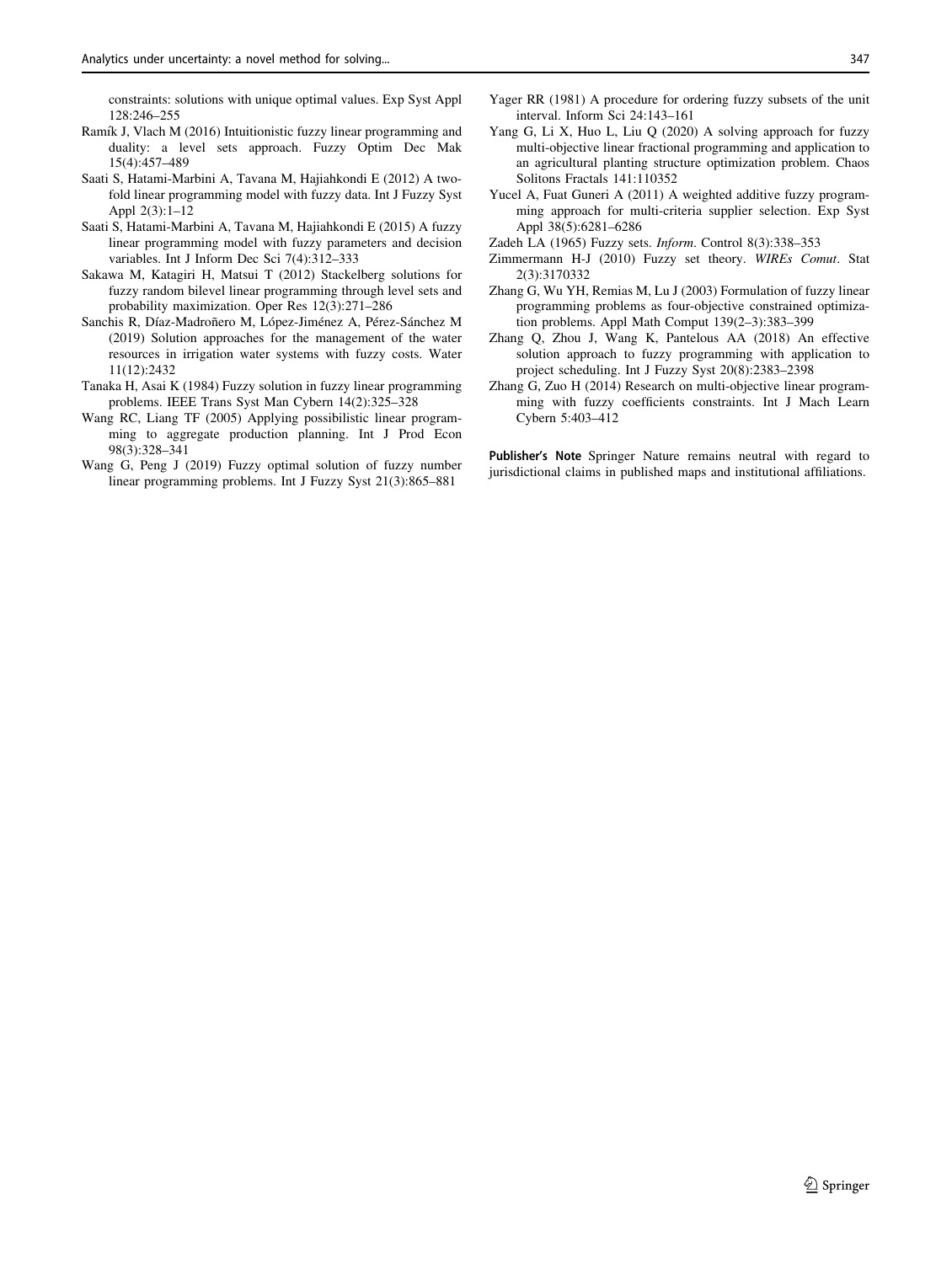constraints: solutions with unique optimal values. Exp Syst Appl 128:246–255

Ramík J, Vlach M (2016) Intuitionistic fuzzy linear programming and duality: a level sets approach. Fuzzy Optim Dec Mak 15(4):457–489

Saati S, Hatami-Marbini A, Tavana M, Hajiahkondi E (2012) A two-fold linear programming model with fuzzy data. Int J Fuzzy Syst Appl 2(3):1–12

Saati S, Hatami-Marbini A, Tavana M, Hajiahkondi E (2015) A fuzzy linear programming model with fuzzy parameters and decision variables. Int J Inform Dec Sci 7(4):312–333

Sakawa M, Katagiri H, Matsui T (2012) Stackelberg solutions for fuzzy random bilevel linear programming through level sets and probability maximization. Oper Res 12(3):271–286

Sanchis R, Díaz-Madroñero M, López-Jiménez A, Pérez-Sánchez M (2019) Solution approaches for the management of the water resources in irrigation water systems with fuzzy costs. Water 11(12):2432

Tanaka H, Asai K (1984) Fuzzy solution in fuzzy linear programming problems. IEEE Trans Syst Man Cybern 14(2):325–328

Wang RC, Liang TF (2005) Applying possibilistic linear programming to aggregate production planning. Int J Prod Econ 98(3):328–341

Wang G, Peng J (2019) Fuzzy optimal solution of fuzzy number linear programming problems. Int J Fuzzy Syst 21(3):865–881

Yager RR (1981) A procedure for ordering fuzzy subsets of the unit interval. Inform Sci 24:143–161

Yang G, Li X, Huo L, Liu Q (2020) A solving approach for fuzzy multi-objective linear fractional programming and application to an agricultural planting structure optimization problem. Chaos Solitons Fractals 141:110352

Yucel A, Fuat Guneri A (2011) A weighted additive fuzzy programming approach for multi-criteria supplier selection. Exp Syst Appl 38(5):6281–6286

Zadeh LA (1965) Fuzzy sets. *Inform*. Control 8(3):338–353

Zimmermann H-J (2010) Fuzzy set theory. *WIREs Comut*. Stat 2(3):3170332

Zhang G, Wu YH, Remias M, Lu J (2003) Formulation of fuzzy linear programming problems as four-objective constrained optimization problems. Appl Math Comput 139(2–3):383–399

Zhang Q, Zhou J, Wang K, Pantelous AA (2018) An effective solution approach to fuzzy programming with application to project scheduling. Int J Fuzzy Syst 20(8):2383–2398

Zhang G, Zuo H (2014) Research on multi-objective linear programming with fuzzy coefficients constraints. Int J Mach Learn Cybern 5:403–412

**Publisher's Note** Springer Nature remains neutral with regard to jurisdictional claims in published maps and institutional affiliations.